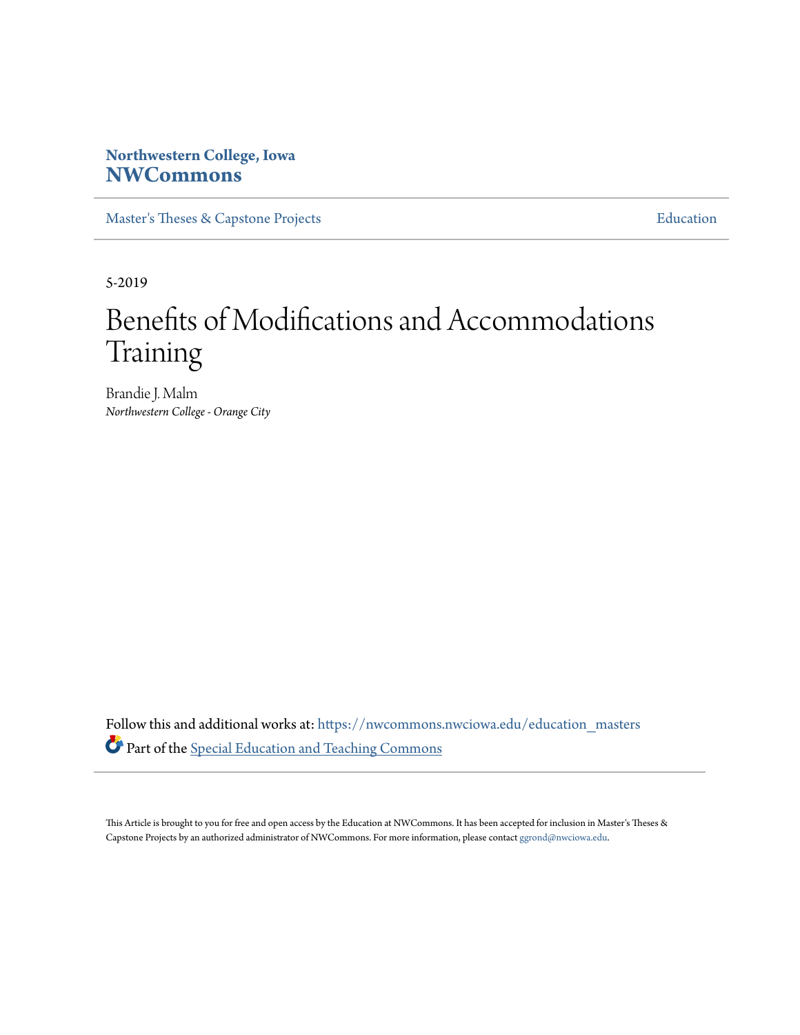Northwestern College, Iowa
**NWCommons**

Master's Theses & Capstone Projects | Education

5-2019

# Benefits of Modifications and Accommodations Training

Brandie J. Malm
*Northwestern College - Orange City*

Follow this and additional works at: https://nwcommons.nwciowa.edu/education_masters

Part of the Special Education and Teaching Commons

This Article is brought to you for free and open access by the Education at NWCommons. It has been accepted for inclusion in Master's Theses & Capstone Projects by an authorized administrator of NWCommons. For more information, please contact ggrond@nwciowa.edu.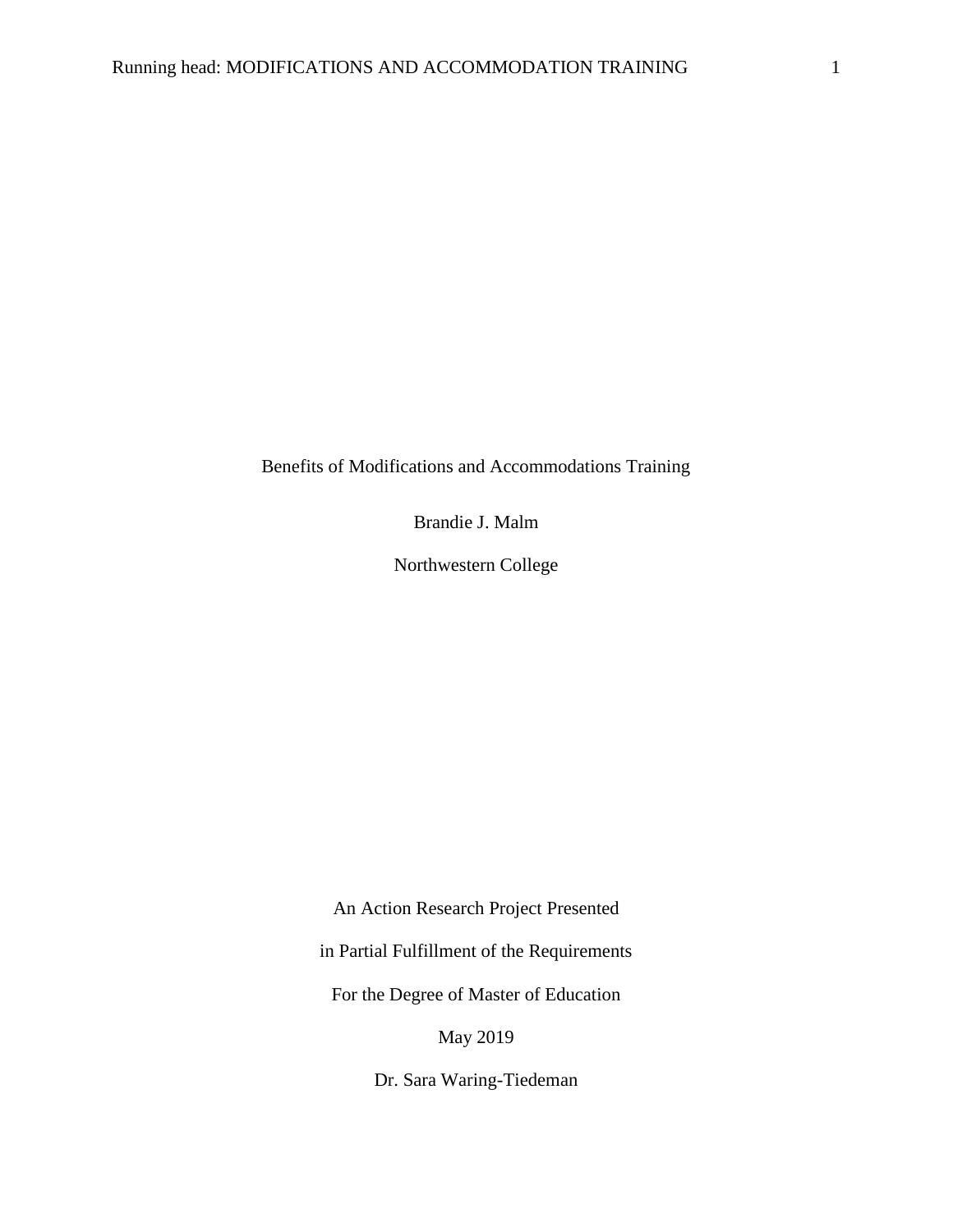# Benefits of Modifications and Accommodations Training

Brandie J. Malm

Northwestern College

An Action Research Project Presented

in Partial Fulfillment of the Requirements

For the Degree of Master of Education

May 2019

Dr. Sara Waring-Tiedeman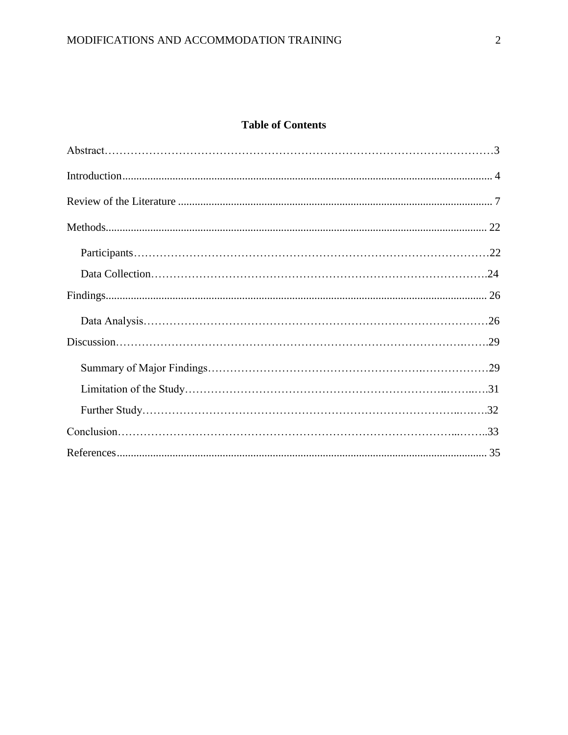# Table of Contents

Abstract…………………………………………………………………………………………3

Introduction.................................................................................................................................... 4

Review of the Literature ................................................................................................................ 7

Methods........................................................................................................................................ 22

- Participants……………………………………………………………………………………22
- Data Collection……………………………………………………………………………….24

Findings........................................................................................................................................ 26

- Data Analysis…………………………………………………………………………………26

Discussion……………………………………………………………………………….…….29

- Summary of Major Findings…………………………………………………….……………29
- Limitation of the Study……………………………………………………………..……..….31
- Further Study……………………………………………………………………………..….….32

Conclusion…………………………………………………………………………………...……..33

References.................................................................................................................................... 35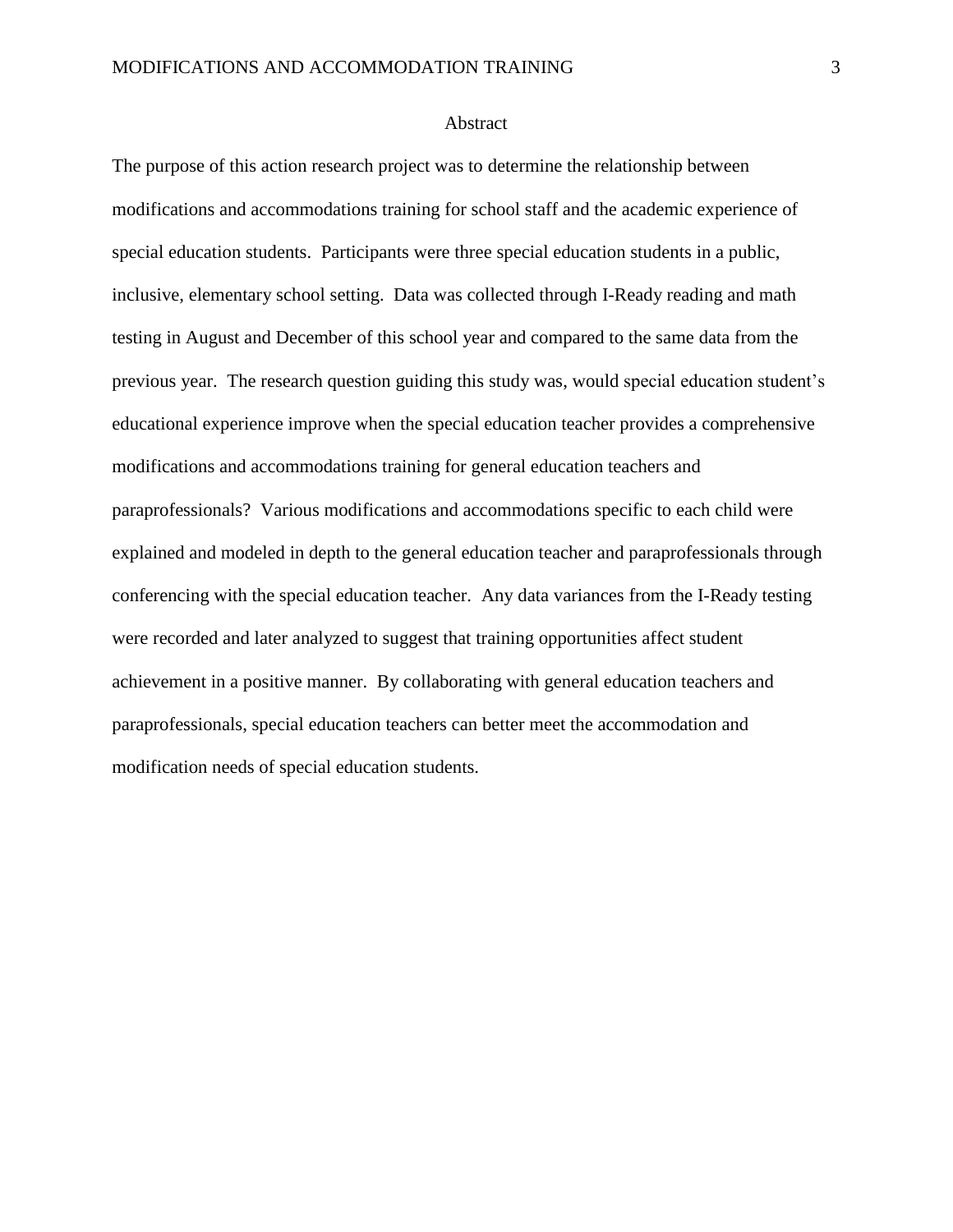# Abstract

The purpose of this action research project was to determine the relationship between modifications and accommodations training for school staff and the academic experience of special education students. Participants were three special education students in a public, inclusive, elementary school setting. Data was collected through I-Ready reading and math testing in August and December of this school year and compared to the same data from the previous year. The research question guiding this study was, would special education student's educational experience improve when the special education teacher provides a comprehensive modifications and accommodations training for general education teachers and paraprofessionals? Various modifications and accommodations specific to each child were explained and modeled in depth to the general education teacher and paraprofessionals through conferencing with the special education teacher. Any data variances from the I-Ready testing were recorded and later analyzed to suggest that training opportunities affect student achievement in a positive manner. By collaborating with general education teachers and paraprofessionals, special education teachers can better meet the accommodation and modification needs of special education students.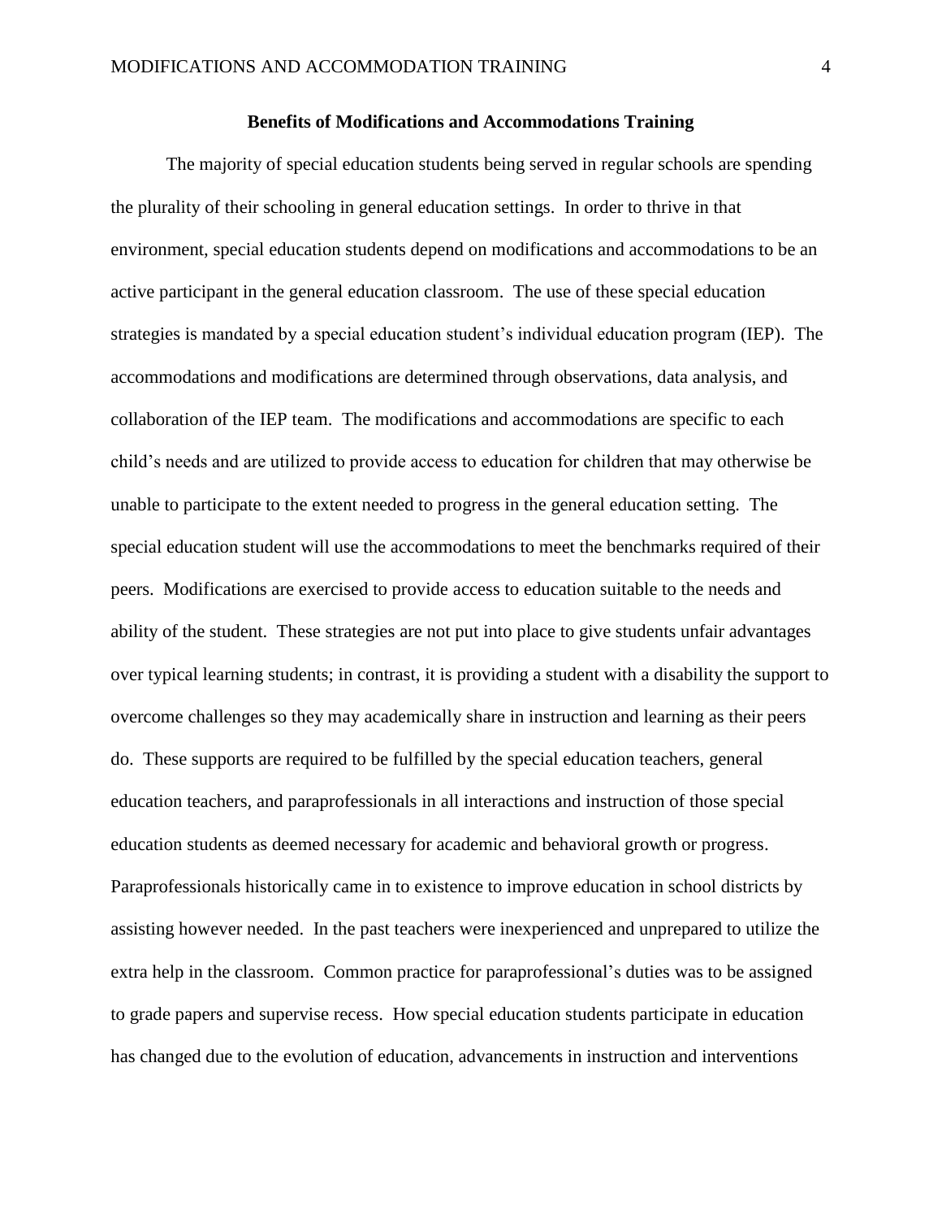## Benefits of Modifications and Accommodations Training

The majority of special education students being served in regular schools are spending the plurality of their schooling in general education settings. In order to thrive in that environment, special education students depend on modifications and accommodations to be an active participant in the general education classroom. The use of these special education strategies is mandated by a special education student's individual education program (IEP). The accommodations and modifications are determined through observations, data analysis, and collaboration of the IEP team. The modifications and accommodations are specific to each child's needs and are utilized to provide access to education for children that may otherwise be unable to participate to the extent needed to progress in the general education setting. The special education student will use the accommodations to meet the benchmarks required of their peers. Modifications are exercised to provide access to education suitable to the needs and ability of the student. These strategies are not put into place to give students unfair advantages over typical learning students; in contrast, it is providing a student with a disability the support to overcome challenges so they may academically share in instruction and learning as their peers do. These supports are required to be fulfilled by the special education teachers, general education teachers, and paraprofessionals in all interactions and instruction of those special education students as deemed necessary for academic and behavioral growth or progress. Paraprofessionals historically came in to existence to improve education in school districts by assisting however needed. In the past teachers were inexperienced and unprepared to utilize the extra help in the classroom. Common practice for paraprofessional's duties was to be assigned to grade papers and supervise recess. How special education students participate in education has changed due to the evolution of education, advancements in instruction and interventions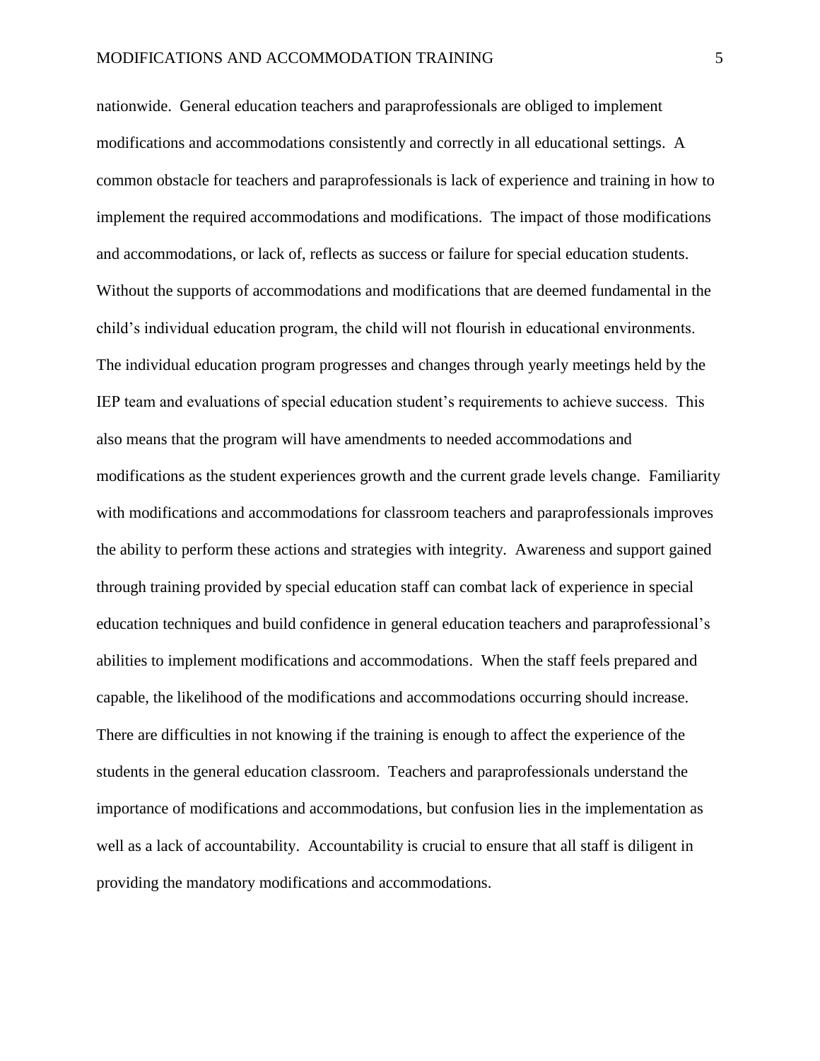nationwide. General education teachers and paraprofessionals are obliged to implement modifications and accommodations consistently and correctly in all educational settings. A common obstacle for teachers and paraprofessionals is lack of experience and training in how to implement the required accommodations and modifications. The impact of those modifications and accommodations, or lack of, reflects as success or failure for special education students. Without the supports of accommodations and modifications that are deemed fundamental in the child's individual education program, the child will not flourish in educational environments. The individual education program progresses and changes through yearly meetings held by the IEP team and evaluations of special education student's requirements to achieve success. This also means that the program will have amendments to needed accommodations and modifications as the student experiences growth and the current grade levels change. Familiarity with modifications and accommodations for classroom teachers and paraprofessionals improves the ability to perform these actions and strategies with integrity. Awareness and support gained through training provided by special education staff can combat lack of experience in special education techniques and build confidence in general education teachers and paraprofessional's abilities to implement modifications and accommodations. When the staff feels prepared and capable, the likelihood of the modifications and accommodations occurring should increase. There are difficulties in not knowing if the training is enough to affect the experience of the students in the general education classroom. Teachers and paraprofessionals understand the importance of modifications and accommodations, but confusion lies in the implementation as well as a lack of accountability. Accountability is crucial to ensure that all staff is diligent in providing the mandatory modifications and accommodations.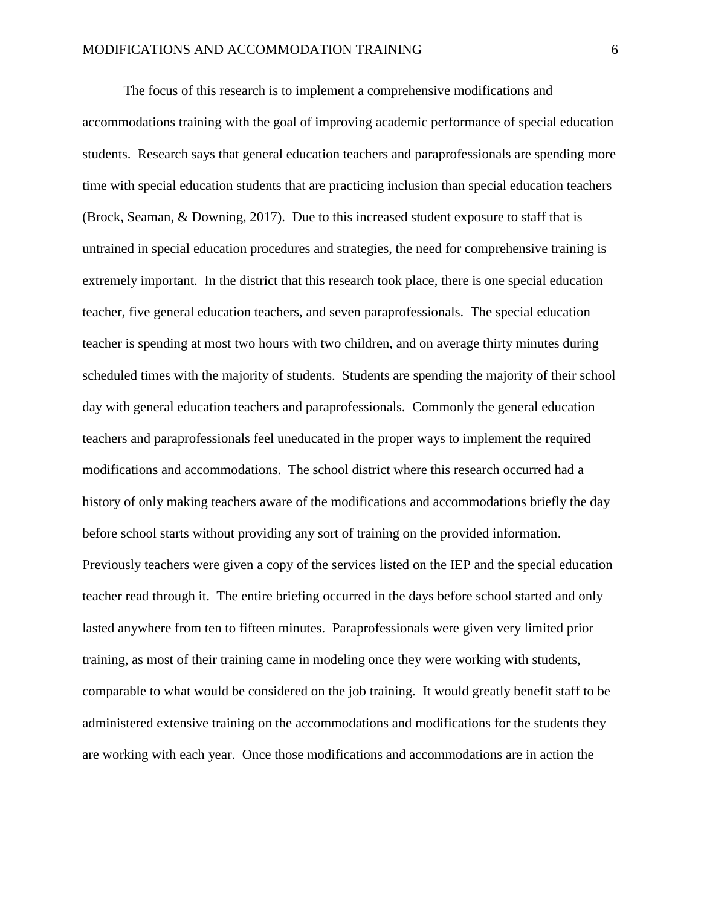The focus of this research is to implement a comprehensive modifications and accommodations training with the goal of improving academic performance of special education students. Research says that general education teachers and paraprofessionals are spending more time with special education students that are practicing inclusion than special education teachers (Brock, Seaman, & Downing, 2017). Due to this increased student exposure to staff that is untrained in special education procedures and strategies, the need for comprehensive training is extremely important. In the district that this research took place, there is one special education teacher, five general education teachers, and seven paraprofessionals. The special education teacher is spending at most two hours with two children, and on average thirty minutes during scheduled times with the majority of students. Students are spending the majority of their school day with general education teachers and paraprofessionals. Commonly the general education teachers and paraprofessionals feel uneducated in the proper ways to implement the required modifications and accommodations. The school district where this research occurred had a history of only making teachers aware of the modifications and accommodations briefly the day before school starts without providing any sort of training on the provided information. Previously teachers were given a copy of the services listed on the IEP and the special education teacher read through it. The entire briefing occurred in the days before school started and only lasted anywhere from ten to fifteen minutes. Paraprofessionals were given very limited prior training, as most of their training came in modeling once they were working with students, comparable to what would be considered on the job training. It would greatly benefit staff to be administered extensive training on the accommodations and modifications for the students they are working with each year. Once those modifications and accommodations are in action the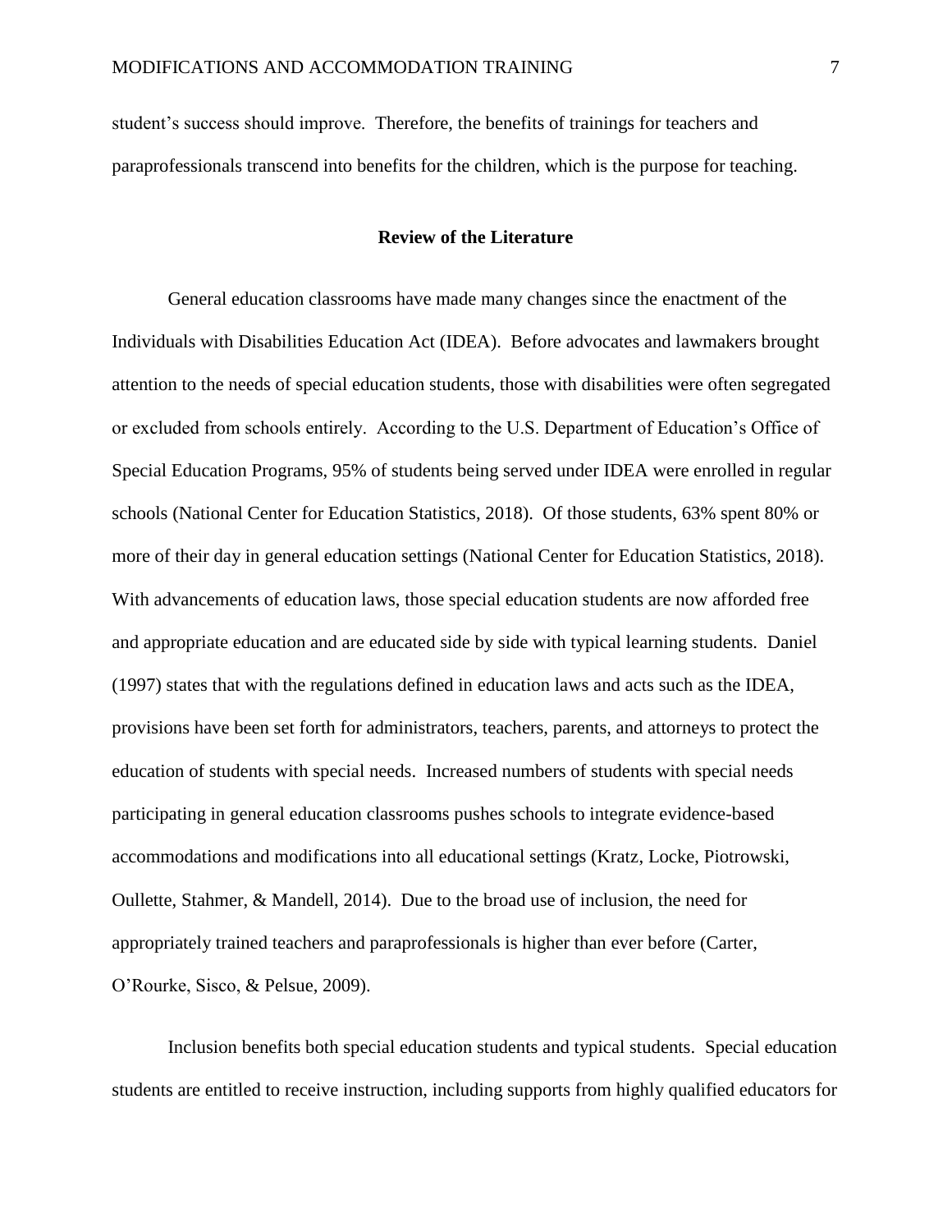student's success should improve. Therefore, the benefits of trainings for teachers and paraprofessionals transcend into benefits for the children, which is the purpose for teaching.

## Review of the Literature

General education classrooms have made many changes since the enactment of the Individuals with Disabilities Education Act (IDEA). Before advocates and lawmakers brought attention to the needs of special education students, those with disabilities were often segregated or excluded from schools entirely. According to the U.S. Department of Education's Office of Special Education Programs, 95% of students being served under IDEA were enrolled in regular schools (National Center for Education Statistics, 2018). Of those students, 63% spent 80% or more of their day in general education settings (National Center for Education Statistics, 2018). With advancements of education laws, those special education students are now afforded free and appropriate education and are educated side by side with typical learning students. Daniel (1997) states that with the regulations defined in education laws and acts such as the IDEA, provisions have been set forth for administrators, teachers, parents, and attorneys to protect the education of students with special needs. Increased numbers of students with special needs participating in general education classrooms pushes schools to integrate evidence-based accommodations and modifications into all educational settings (Kratz, Locke, Piotrowski, Oullette, Stahmer, & Mandell, 2014). Due to the broad use of inclusion, the need for appropriately trained teachers and paraprofessionals is higher than ever before (Carter, O'Rourke, Sisco, & Pelsue, 2009).

Inclusion benefits both special education students and typical students. Special education students are entitled to receive instruction, including supports from highly qualified educators for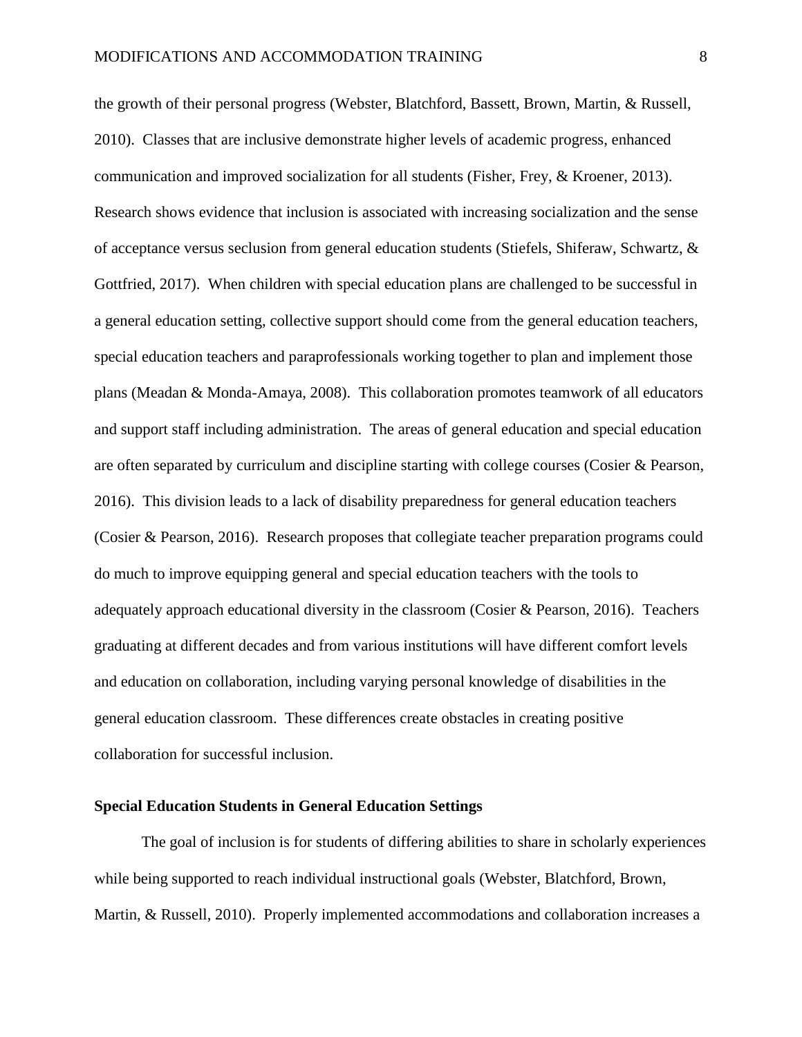the growth of their personal progress (Webster, Blatchford, Bassett, Brown, Martin, & Russell, 2010). Classes that are inclusive demonstrate higher levels of academic progress, enhanced communication and improved socialization for all students (Fisher, Frey, & Kroener, 2013). Research shows evidence that inclusion is associated with increasing socialization and the sense of acceptance versus seclusion from general education students (Stiefels, Shiferaw, Schwartz, & Gottfried, 2017). When children with special education plans are challenged to be successful in a general education setting, collective support should come from the general education teachers, special education teachers and paraprofessionals working together to plan and implement those plans (Meadan & Monda-Amaya, 2008). This collaboration promotes teamwork of all educators and support staff including administration. The areas of general education and special education are often separated by curriculum and discipline starting with college courses (Cosier & Pearson, 2016). This division leads to a lack of disability preparedness for general education teachers (Cosier & Pearson, 2016). Research proposes that collegiate teacher preparation programs could do much to improve equipping general and special education teachers with the tools to adequately approach educational diversity in the classroom (Cosier & Pearson, 2016). Teachers graduating at different decades and from various institutions will have different comfort levels and education on collaboration, including varying personal knowledge of disabilities in the general education classroom. These differences create obstacles in creating positive collaboration for successful inclusion.

**Special Education Students in General Education Settings**

The goal of inclusion is for students of differing abilities to share in scholarly experiences while being supported to reach individual instructional goals (Webster, Blatchford, Brown, Martin, & Russell, 2010). Properly implemented accommodations and collaboration increases a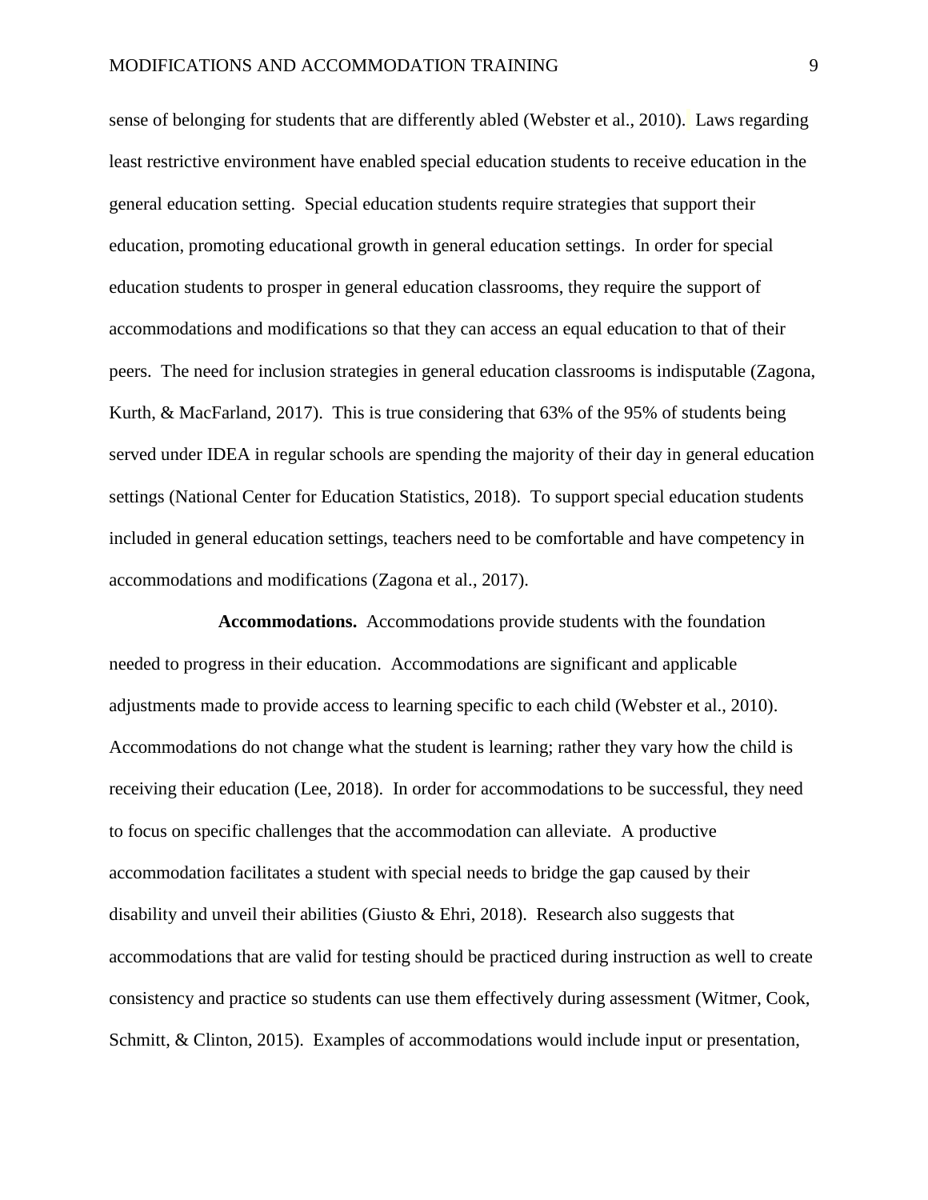sense of belonging for students that are differently abled (Webster et al., 2010). Laws regarding least restrictive environment have enabled special education students to receive education in the general education setting. Special education students require strategies that support their education, promoting educational growth in general education settings. In order for special education students to prosper in general education classrooms, they require the support of accommodations and modifications so that they can access an equal education to that of their peers. The need for inclusion strategies in general education classrooms is indisputable (Zagona, Kurth, & MacFarland, 2017). This is true considering that 63% of the 95% of students being served under IDEA in regular schools are spending the majority of their day in general education settings (National Center for Education Statistics, 2018). To support special education students included in general education settings, teachers need to be comfortable and have competency in accommodations and modifications (Zagona et al., 2017).

**Accommodations.** Accommodations provide students with the foundation needed to progress in their education. Accommodations are significant and applicable adjustments made to provide access to learning specific to each child (Webster et al., 2010). Accommodations do not change what the student is learning; rather they vary how the child is receiving their education (Lee, 2018). In order for accommodations to be successful, they need to focus on specific challenges that the accommodation can alleviate. A productive accommodation facilitates a student with special needs to bridge the gap caused by their disability and unveil their abilities (Giusto & Ehri, 2018). Research also suggests that accommodations that are valid for testing should be practiced during instruction as well to create consistency and practice so students can use them effectively during assessment (Witmer, Cook, Schmitt, & Clinton, 2015). Examples of accommodations would include input or presentation,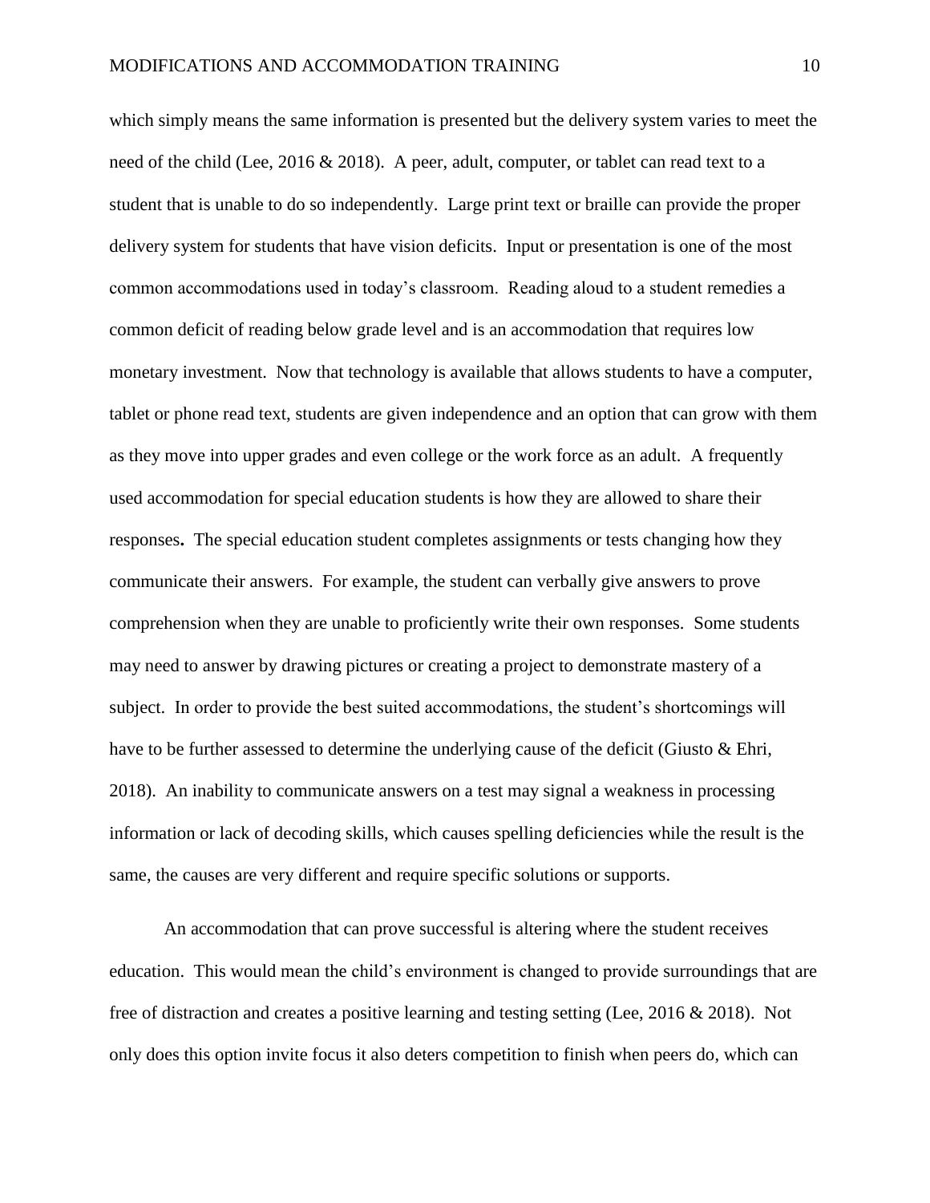which simply means the same information is presented but the delivery system varies to meet the need of the child (Lee, 2016 & 2018). A peer, adult, computer, or tablet can read text to a student that is unable to do so independently. Large print text or braille can provide the proper delivery system for students that have vision deficits. Input or presentation is one of the most common accommodations used in today's classroom. Reading aloud to a student remedies a common deficit of reading below grade level and is an accommodation that requires low monetary investment. Now that technology is available that allows students to have a computer, tablet or phone read text, students are given independence and an option that can grow with them as they move into upper grades and even college or the work force as an adult. A frequently used accommodation for special education students is how they are allowed to share their responses**.** The special education student completes assignments or tests changing how they communicate their answers. For example, the student can verbally give answers to prove comprehension when they are unable to proficiently write their own responses. Some students may need to answer by drawing pictures or creating a project to demonstrate mastery of a subject. In order to provide the best suited accommodations, the student's shortcomings will have to be further assessed to determine the underlying cause of the deficit (Giusto & Ehri, 2018). An inability to communicate answers on a test may signal a weakness in processing information or lack of decoding skills, which causes spelling deficiencies while the result is the same, the causes are very different and require specific solutions or supports.

An accommodation that can prove successful is altering where the student receives education. This would mean the child's environment is changed to provide surroundings that are free of distraction and creates a positive learning and testing setting (Lee, 2016 & 2018). Not only does this option invite focus it also deters competition to finish when peers do, which can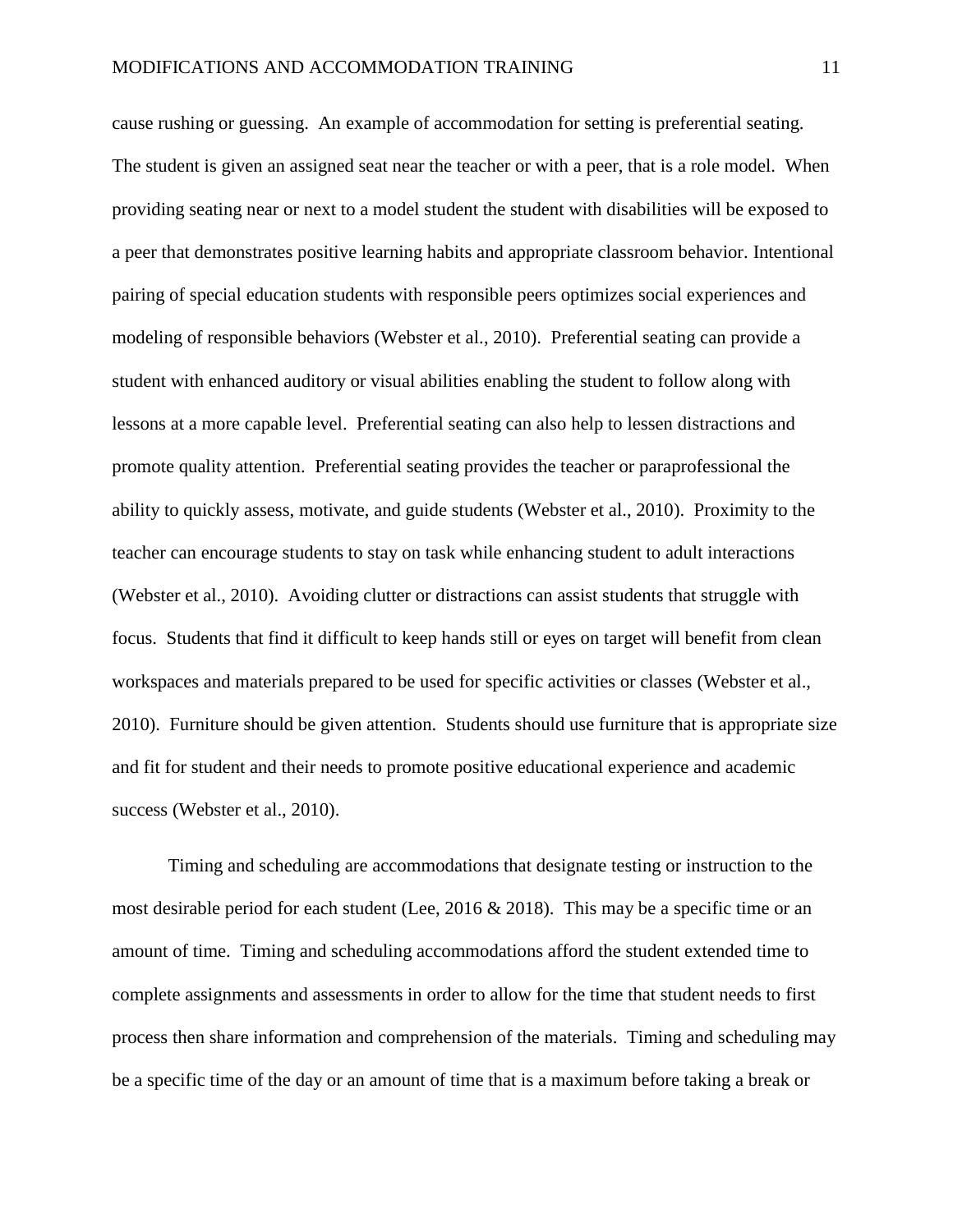cause rushing or guessing. An example of accommodation for setting is preferential seating. The student is given an assigned seat near the teacher or with a peer, that is a role model. When providing seating near or next to a model student the student with disabilities will be exposed to a peer that demonstrates positive learning habits and appropriate classroom behavior. Intentional pairing of special education students with responsible peers optimizes social experiences and modeling of responsible behaviors (Webster et al., 2010). Preferential seating can provide a student with enhanced auditory or visual abilities enabling the student to follow along with lessons at a more capable level. Preferential seating can also help to lessen distractions and promote quality attention. Preferential seating provides the teacher or paraprofessional the ability to quickly assess, motivate, and guide students (Webster et al., 2010). Proximity to the teacher can encourage students to stay on task while enhancing student to adult interactions (Webster et al., 2010). Avoiding clutter or distractions can assist students that struggle with focus. Students that find it difficult to keep hands still or eyes on target will benefit from clean workspaces and materials prepared to be used for specific activities or classes (Webster et al., 2010). Furniture should be given attention. Students should use furniture that is appropriate size and fit for student and their needs to promote positive educational experience and academic success (Webster et al., 2010).

Timing and scheduling are accommodations that designate testing or instruction to the most desirable period for each student (Lee, 2016 & 2018). This may be a specific time or an amount of time. Timing and scheduling accommodations afford the student extended time to complete assignments and assessments in order to allow for the time that student needs to first process then share information and comprehension of the materials. Timing and scheduling may be a specific time of the day or an amount of time that is a maximum before taking a break or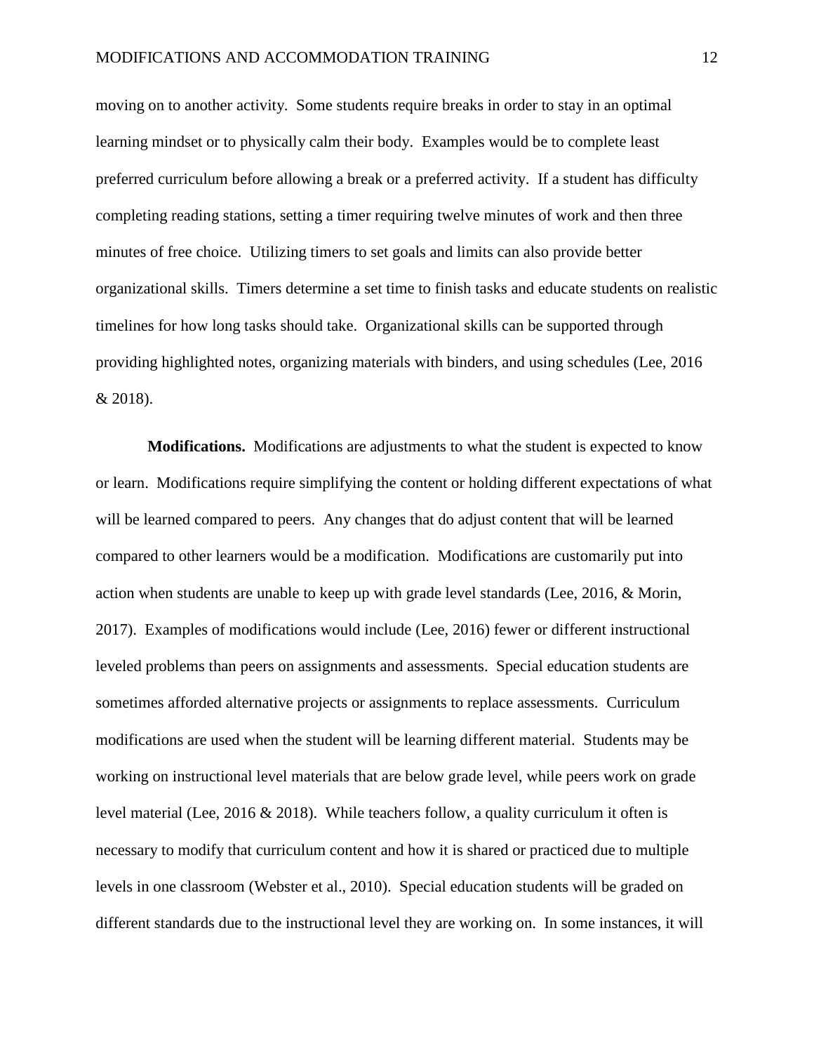moving on to another activity. Some students require breaks in order to stay in an optimal learning mindset or to physically calm their body. Examples would be to complete least preferred curriculum before allowing a break or a preferred activity. If a student has difficulty completing reading stations, setting a timer requiring twelve minutes of work and then three minutes of free choice. Utilizing timers to set goals and limits can also provide better organizational skills. Timers determine a set time to finish tasks and educate students on realistic timelines for how long tasks should take. Organizational skills can be supported through providing highlighted notes, organizing materials with binders, and using schedules (Lee, 2016 & 2018).

**Modifications.** Modifications are adjustments to what the student is expected to know or learn. Modifications require simplifying the content or holding different expectations of what will be learned compared to peers. Any changes that do adjust content that will be learned compared to other learners would be a modification. Modifications are customarily put into action when students are unable to keep up with grade level standards (Lee, 2016, & Morin, 2017). Examples of modifications would include (Lee, 2016) fewer or different instructional leveled problems than peers on assignments and assessments. Special education students are sometimes afforded alternative projects or assignments to replace assessments. Curriculum modifications are used when the student will be learning different material. Students may be working on instructional level materials that are below grade level, while peers work on grade level material (Lee, 2016 & 2018). While teachers follow, a quality curriculum it often is necessary to modify that curriculum content and how it is shared or practiced due to multiple levels in one classroom (Webster et al., 2010). Special education students will be graded on different standards due to the instructional level they are working on. In some instances, it will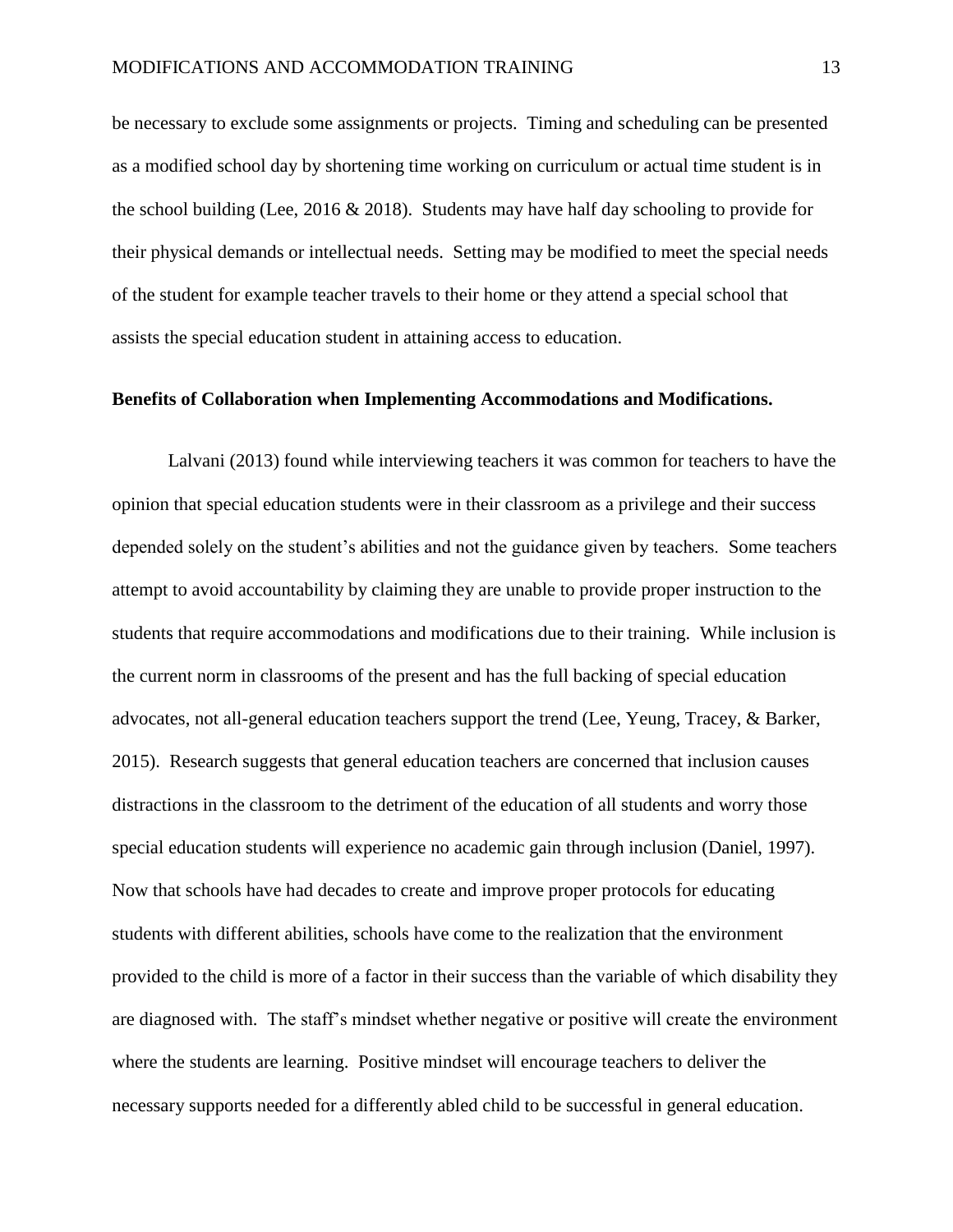be necessary to exclude some assignments or projects. Timing and scheduling can be presented as a modified school day by shortening time working on curriculum or actual time student is in the school building (Lee, 2016 & 2018). Students may have half day schooling to provide for their physical demands or intellectual needs. Setting may be modified to meet the special needs of the student for example teacher travels to their home or they attend a special school that assists the special education student in attaining access to education.

**Benefits of Collaboration when Implementing Accommodations and Modifications.**

Lalvani (2013) found while interviewing teachers it was common for teachers to have the opinion that special education students were in their classroom as a privilege and their success depended solely on the student's abilities and not the guidance given by teachers. Some teachers attempt to avoid accountability by claiming they are unable to provide proper instruction to the students that require accommodations and modifications due to their training. While inclusion is the current norm in classrooms of the present and has the full backing of special education advocates, not all-general education teachers support the trend (Lee, Yeung, Tracey, & Barker, 2015). Research suggests that general education teachers are concerned that inclusion causes distractions in the classroom to the detriment of the education of all students and worry those special education students will experience no academic gain through inclusion (Daniel, 1997). Now that schools have had decades to create and improve proper protocols for educating students with different abilities, schools have come to the realization that the environment provided to the child is more of a factor in their success than the variable of which disability they are diagnosed with. The staff's mindset whether negative or positive will create the environment where the students are learning. Positive mindset will encourage teachers to deliver the necessary supports needed for a differently abled child to be successful in general education.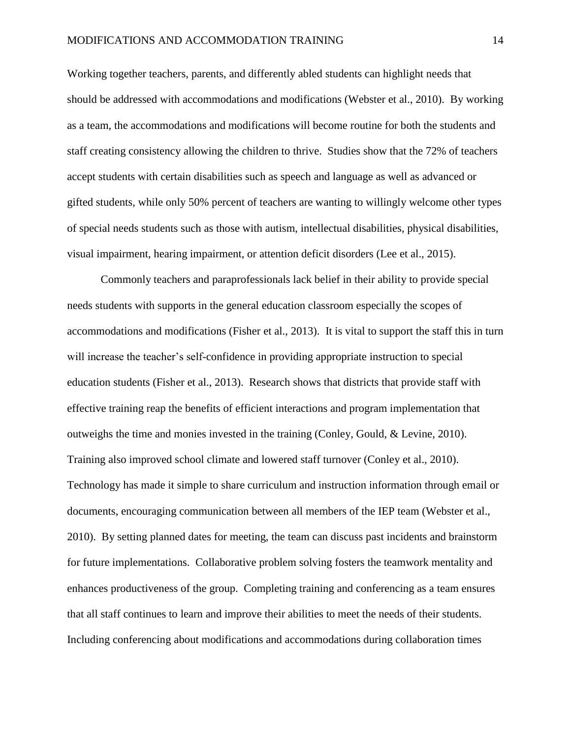Working together teachers, parents, and differently abled students can highlight needs that should be addressed with accommodations and modifications (Webster et al., 2010). By working as a team, the accommodations and modifications will become routine for both the students and staff creating consistency allowing the children to thrive. Studies show that the 72% of teachers accept students with certain disabilities such as speech and language as well as advanced or gifted students, while only 50% percent of teachers are wanting to willingly welcome other types of special needs students such as those with autism, intellectual disabilities, physical disabilities, visual impairment, hearing impairment, or attention deficit disorders (Lee et al., 2015).

Commonly teachers and paraprofessionals lack belief in their ability to provide special needs students with supports in the general education classroom especially the scopes of accommodations and modifications (Fisher et al., 2013). It is vital to support the staff this in turn will increase the teacher's self-confidence in providing appropriate instruction to special education students (Fisher et al., 2013). Research shows that districts that provide staff with effective training reap the benefits of efficient interactions and program implementation that outweighs the time and monies invested in the training (Conley, Gould, & Levine, 2010). Training also improved school climate and lowered staff turnover (Conley et al., 2010). Technology has made it simple to share curriculum and instruction information through email or documents, encouraging communication between all members of the IEP team (Webster et al., 2010). By setting planned dates for meeting, the team can discuss past incidents and brainstorm for future implementations. Collaborative problem solving fosters the teamwork mentality and enhances productiveness of the group. Completing training and conferencing as a team ensures that all staff continues to learn and improve their abilities to meet the needs of their students. Including conferencing about modifications and accommodations during collaboration times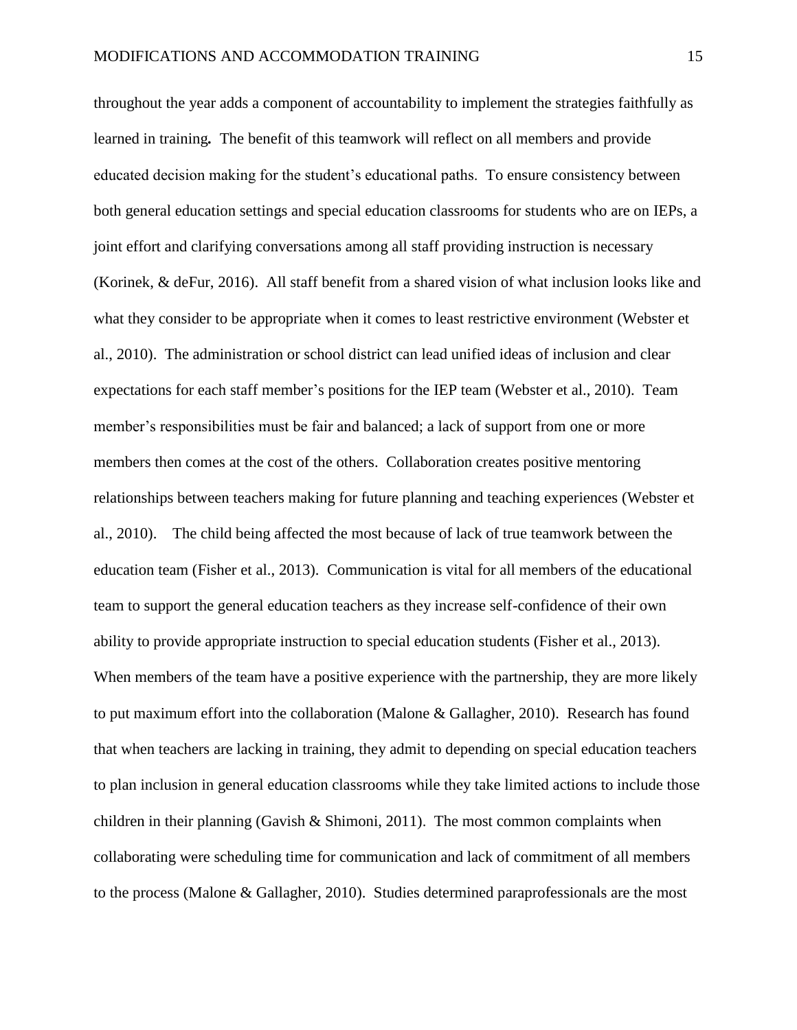throughout the year adds a component of accountability to implement the strategies faithfully as learned in training**.** The benefit of this teamwork will reflect on all members and provide educated decision making for the student's educational paths. To ensure consistency between both general education settings and special education classrooms for students who are on IEPs, a joint effort and clarifying conversations among all staff providing instruction is necessary (Korinek, & deFur, 2016). All staff benefit from a shared vision of what inclusion looks like and what they consider to be appropriate when it comes to least restrictive environment (Webster et al., 2010). The administration or school district can lead unified ideas of inclusion and clear expectations for each staff member's positions for the IEP team (Webster et al., 2010). Team member's responsibilities must be fair and balanced; a lack of support from one or more members then comes at the cost of the others. Collaboration creates positive mentoring relationships between teachers making for future planning and teaching experiences (Webster et al., 2010). The child being affected the most because of lack of true teamwork between the education team (Fisher et al., 2013). Communication is vital for all members of the educational team to support the general education teachers as they increase self-confidence of their own ability to provide appropriate instruction to special education students (Fisher et al., 2013). When members of the team have a positive experience with the partnership, they are more likely to put maximum effort into the collaboration (Malone & Gallagher, 2010). Research has found that when teachers are lacking in training, they admit to depending on special education teachers to plan inclusion in general education classrooms while they take limited actions to include those children in their planning (Gavish & Shimoni, 2011). The most common complaints when collaborating were scheduling time for communication and lack of commitment of all members to the process (Malone & Gallagher, 2010). Studies determined paraprofessionals are the most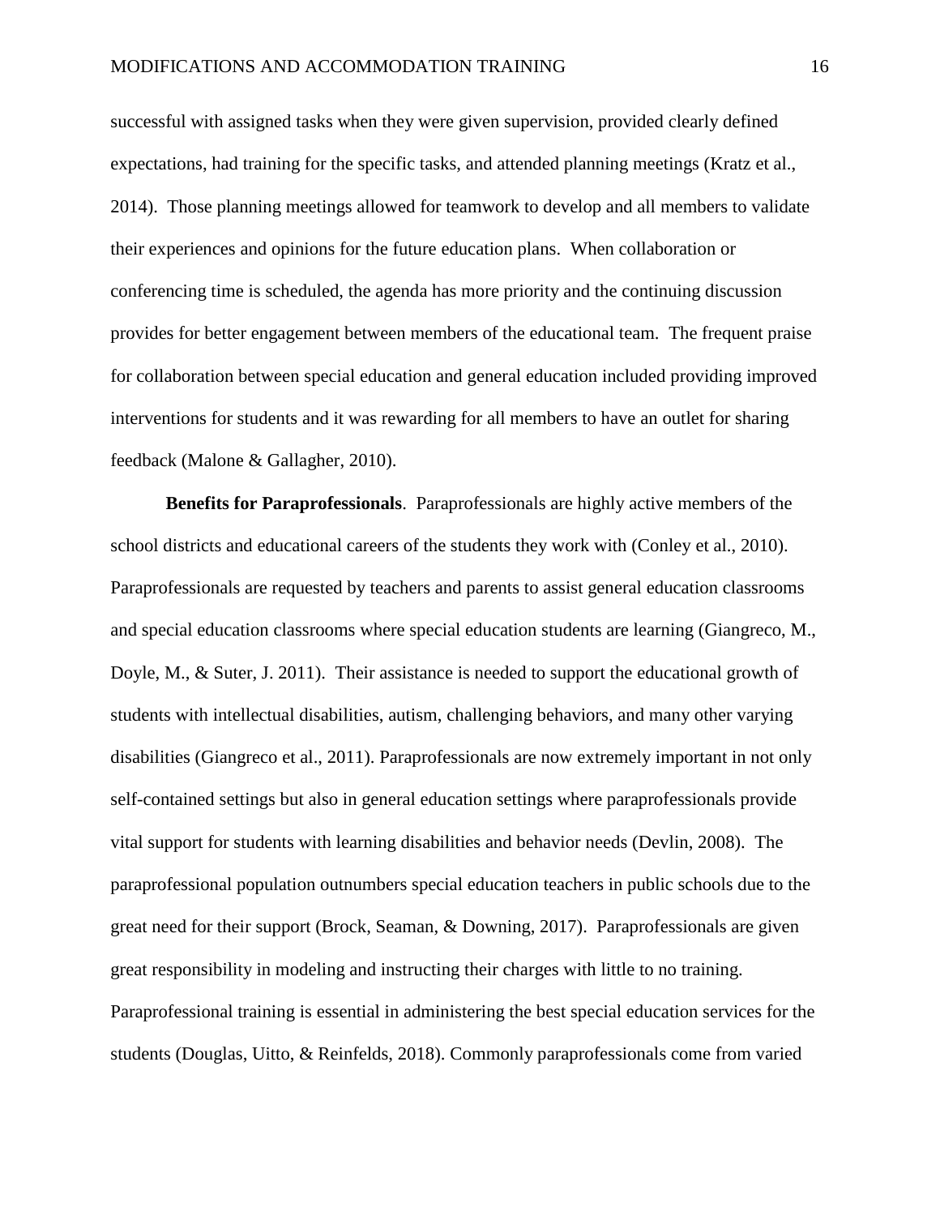successful with assigned tasks when they were given supervision, provided clearly defined expectations, had training for the specific tasks, and attended planning meetings (Kratz et al., 2014). Those planning meetings allowed for teamwork to develop and all members to validate their experiences and opinions for the future education plans. When collaboration or conferencing time is scheduled, the agenda has more priority and the continuing discussion provides for better engagement between members of the educational team. The frequent praise for collaboration between special education and general education included providing improved interventions for students and it was rewarding for all members to have an outlet for sharing feedback (Malone & Gallagher, 2010).

**Benefits for Paraprofessionals**. Paraprofessionals are highly active members of the school districts and educational careers of the students they work with (Conley et al., 2010). Paraprofessionals are requested by teachers and parents to assist general education classrooms and special education classrooms where special education students are learning (Giangreco, M., Doyle, M., & Suter, J. 2011). Their assistance is needed to support the educational growth of students with intellectual disabilities, autism, challenging behaviors, and many other varying disabilities (Giangreco et al., 2011). Paraprofessionals are now extremely important in not only self-contained settings but also in general education settings where paraprofessionals provide vital support for students with learning disabilities and behavior needs (Devlin, 2008). The paraprofessional population outnumbers special education teachers in public schools due to the great need for their support (Brock, Seaman, & Downing, 2017). Paraprofessionals are given great responsibility in modeling and instructing their charges with little to no training. Paraprofessional training is essential in administering the best special education services for the students (Douglas, Uitto, & Reinfelds, 2018). Commonly paraprofessionals come from varied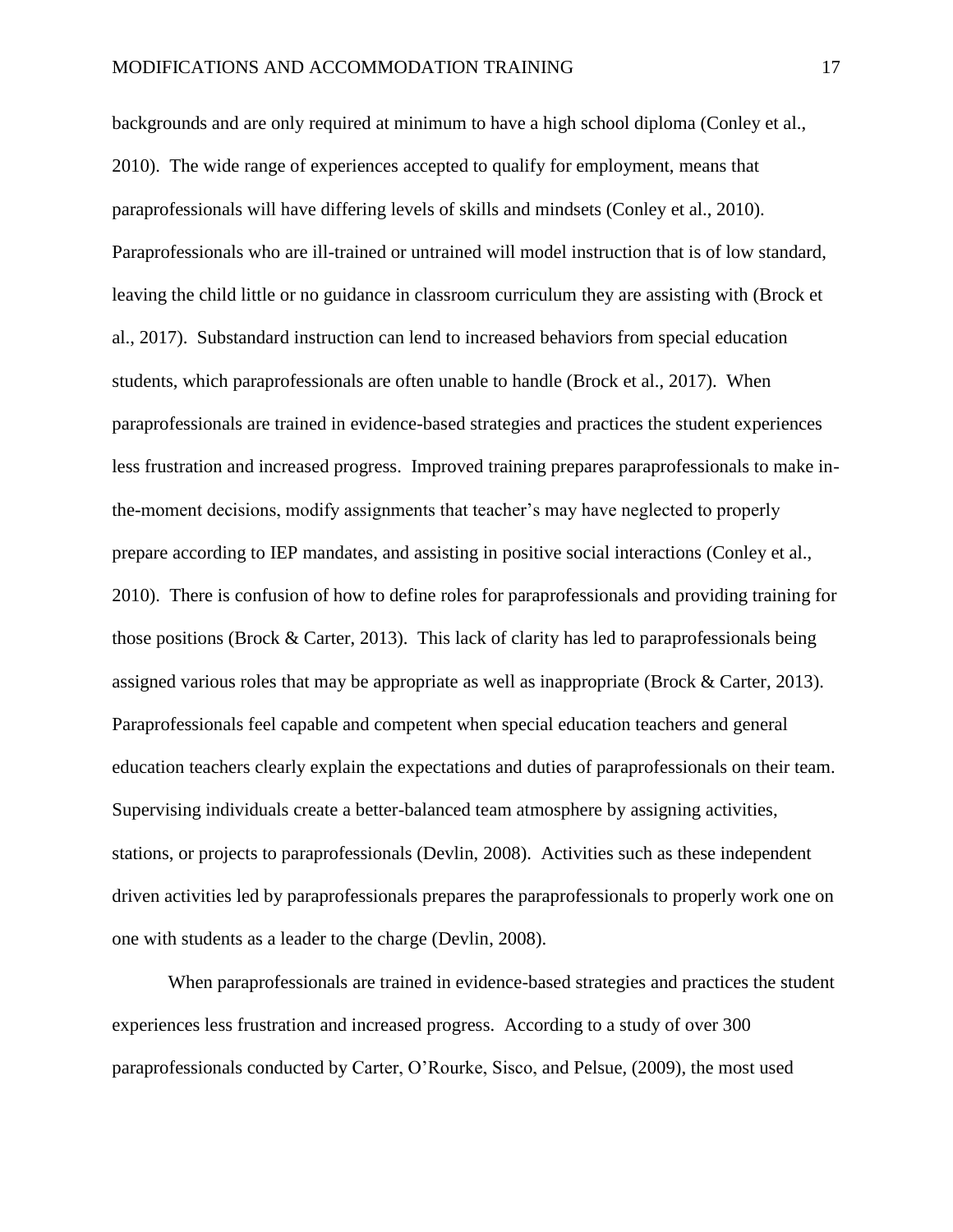backgrounds and are only required at minimum to have a high school diploma (Conley et al., 2010). The wide range of experiences accepted to qualify for employment, means that paraprofessionals will have differing levels of skills and mindsets (Conley et al., 2010). Paraprofessionals who are ill-trained or untrained will model instruction that is of low standard, leaving the child little or no guidance in classroom curriculum they are assisting with (Brock et al., 2017). Substandard instruction can lend to increased behaviors from special education students, which paraprofessionals are often unable to handle (Brock et al., 2017). When paraprofessionals are trained in evidence-based strategies and practices the student experiences less frustration and increased progress. Improved training prepares paraprofessionals to make in-the-moment decisions, modify assignments that teacher's may have neglected to properly prepare according to IEP mandates, and assisting in positive social interactions (Conley et al., 2010). There is confusion of how to define roles for paraprofessionals and providing training for those positions (Brock & Carter, 2013). This lack of clarity has led to paraprofessionals being assigned various roles that may be appropriate as well as inappropriate (Brock & Carter, 2013). Paraprofessionals feel capable and competent when special education teachers and general education teachers clearly explain the expectations and duties of paraprofessionals on their team. Supervising individuals create a better-balanced team atmosphere by assigning activities, stations, or projects to paraprofessionals (Devlin, 2008). Activities such as these independent driven activities led by paraprofessionals prepares the paraprofessionals to properly work one on one with students as a leader to the charge (Devlin, 2008).

When paraprofessionals are trained in evidence-based strategies and practices the student experiences less frustration and increased progress. According to a study of over 300 paraprofessionals conducted by Carter, O'Rourke, Sisco, and Pelsue, (2009), the most used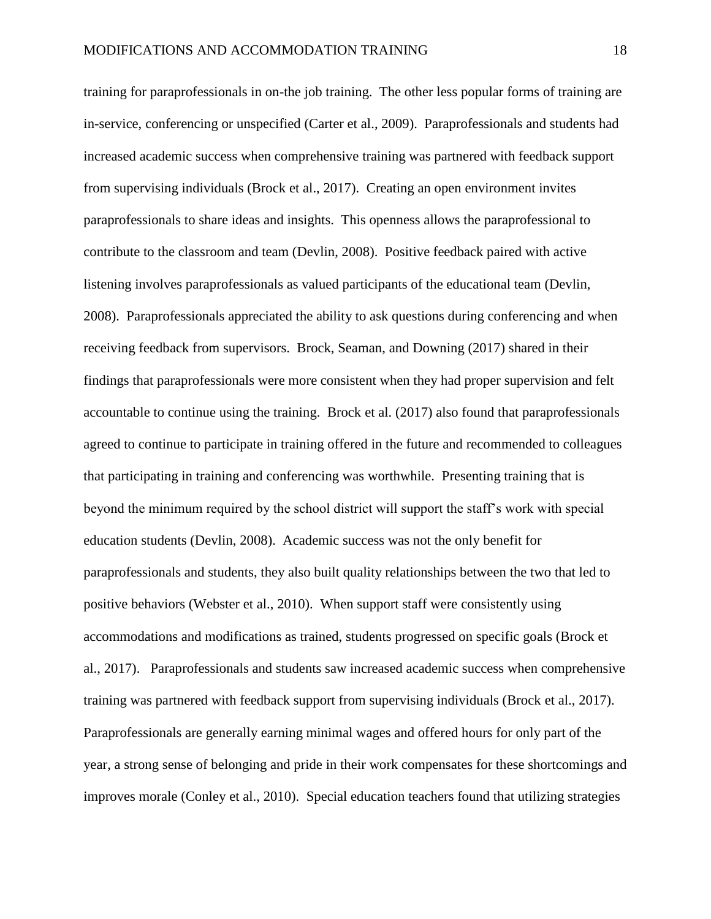training for paraprofessionals in on-the job training. The other less popular forms of training are in-service, conferencing or unspecified (Carter et al., 2009). Paraprofessionals and students had increased academic success when comprehensive training was partnered with feedback support from supervising individuals (Brock et al., 2017). Creating an open environment invites paraprofessionals to share ideas and insights. This openness allows the paraprofessional to contribute to the classroom and team (Devlin, 2008). Positive feedback paired with active listening involves paraprofessionals as valued participants of the educational team (Devlin, 2008). Paraprofessionals appreciated the ability to ask questions during conferencing and when receiving feedback from supervisors. Brock, Seaman, and Downing (2017) shared in their findings that paraprofessionals were more consistent when they had proper supervision and felt accountable to continue using the training. Brock et al. (2017) also found that paraprofessionals agreed to continue to participate in training offered in the future and recommended to colleagues that participating in training and conferencing was worthwhile. Presenting training that is beyond the minimum required by the school district will support the staff's work with special education students (Devlin, 2008). Academic success was not the only benefit for paraprofessionals and students, they also built quality relationships between the two that led to positive behaviors (Webster et al., 2010). When support staff were consistently using accommodations and modifications as trained, students progressed on specific goals (Brock et al., 2017). Paraprofessionals and students saw increased academic success when comprehensive training was partnered with feedback support from supervising individuals (Brock et al., 2017). Paraprofessionals are generally earning minimal wages and offered hours for only part of the year, a strong sense of belonging and pride in their work compensates for these shortcomings and improves morale (Conley et al., 2010). Special education teachers found that utilizing strategies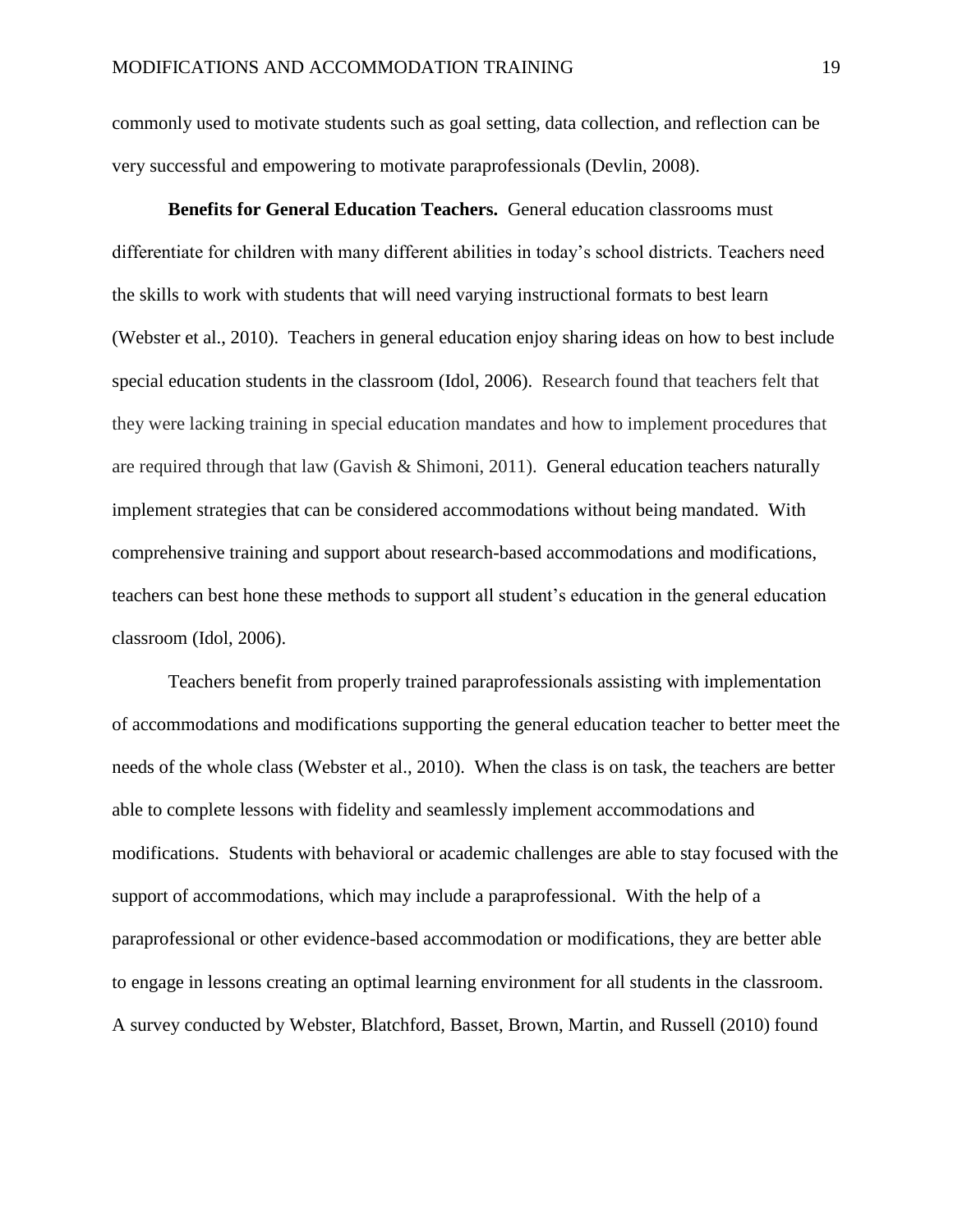commonly used to motivate students such as goal setting, data collection, and reflection can be very successful and empowering to motivate paraprofessionals (Devlin, 2008).

**Benefits for General Education Teachers.** General education classrooms must differentiate for children with many different abilities in today's school districts. Teachers need the skills to work with students that will need varying instructional formats to best learn (Webster et al., 2010). Teachers in general education enjoy sharing ideas on how to best include special education students in the classroom (Idol, 2006). Research found that teachers felt that they were lacking training in special education mandates and how to implement procedures that are required through that law (Gavish & Shimoni, 2011). General education teachers naturally implement strategies that can be considered accommodations without being mandated. With comprehensive training and support about research-based accommodations and modifications, teachers can best hone these methods to support all student's education in the general education classroom (Idol, 2006).

Teachers benefit from properly trained paraprofessionals assisting with implementation of accommodations and modifications supporting the general education teacher to better meet the needs of the whole class (Webster et al., 2010). When the class is on task, the teachers are better able to complete lessons with fidelity and seamlessly implement accommodations and modifications. Students with behavioral or academic challenges are able to stay focused with the support of accommodations, which may include a paraprofessional. With the help of a paraprofessional or other evidence-based accommodation or modifications, they are better able to engage in lessons creating an optimal learning environment for all students in the classroom. A survey conducted by Webster, Blatchford, Basset, Brown, Martin, and Russell (2010) found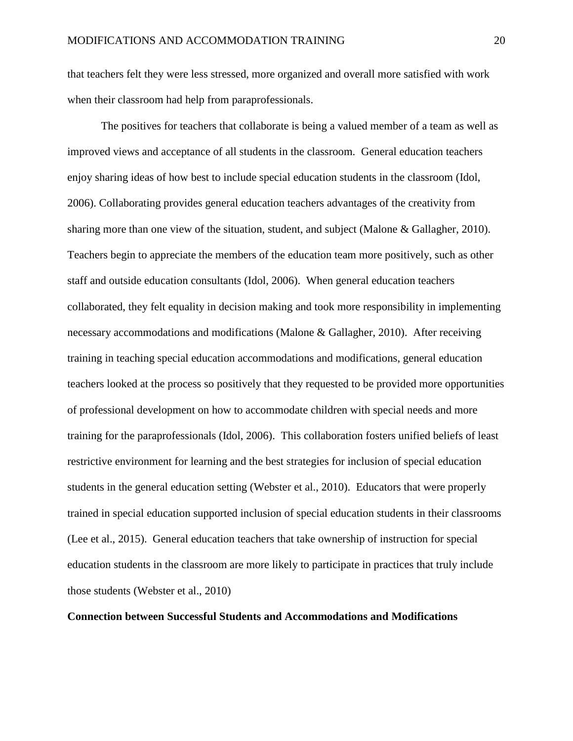that teachers felt they were less stressed, more organized and overall more satisfied with work when their classroom had help from paraprofessionals.

The positives for teachers that collaborate is being a valued member of a team as well as improved views and acceptance of all students in the classroom. General education teachers enjoy sharing ideas of how best to include special education students in the classroom (Idol, 2006). Collaborating provides general education teachers advantages of the creativity from sharing more than one view of the situation, student, and subject (Malone & Gallagher, 2010). Teachers begin to appreciate the members of the education team more positively, such as other staff and outside education consultants (Idol, 2006). When general education teachers collaborated, they felt equality in decision making and took more responsibility in implementing necessary accommodations and modifications (Malone & Gallagher, 2010). After receiving training in teaching special education accommodations and modifications, general education teachers looked at the process so positively that they requested to be provided more opportunities of professional development on how to accommodate children with special needs and more training for the paraprofessionals (Idol, 2006). This collaboration fosters unified beliefs of least restrictive environment for learning and the best strategies for inclusion of special education students in the general education setting (Webster et al., 2010). Educators that were properly trained in special education supported inclusion of special education students in their classrooms (Lee et al., 2015). General education teachers that take ownership of instruction for special education students in the classroom are more likely to participate in practices that truly include those students (Webster et al., 2010)

**Connection between Successful Students and Accommodations and Modifications**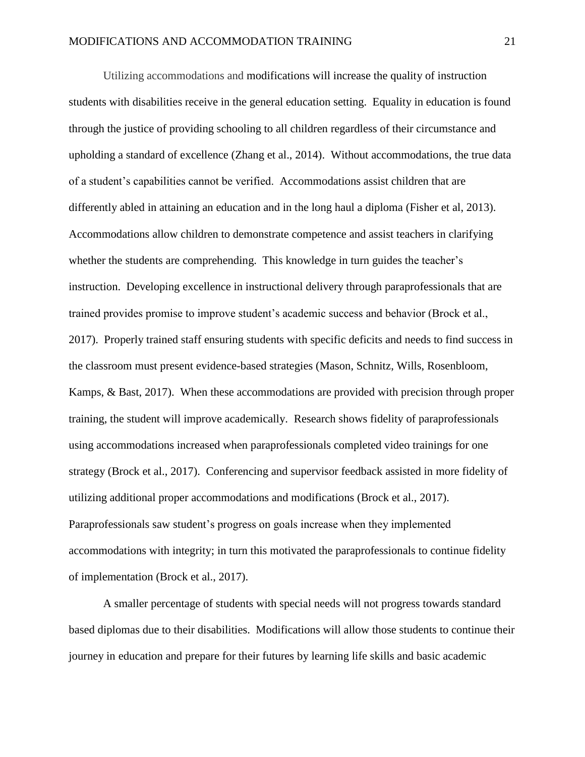Utilizing accommodations and modifications will increase the quality of instruction students with disabilities receive in the general education setting. Equality in education is found through the justice of providing schooling to all children regardless of their circumstance and upholding a standard of excellence (Zhang et al., 2014). Without accommodations, the true data of a student's capabilities cannot be verified. Accommodations assist children that are differently abled in attaining an education and in the long haul a diploma (Fisher et al, 2013). Accommodations allow children to demonstrate competence and assist teachers in clarifying whether the students are comprehending. This knowledge in turn guides the teacher's instruction. Developing excellence in instructional delivery through paraprofessionals that are trained provides promise to improve student's academic success and behavior (Brock et al., 2017). Properly trained staff ensuring students with specific deficits and needs to find success in the classroom must present evidence-based strategies (Mason, Schnitz, Wills, Rosenbloom, Kamps, & Bast, 2017). When these accommodations are provided with precision through proper training, the student will improve academically. Research shows fidelity of paraprofessionals using accommodations increased when paraprofessionals completed video trainings for one strategy (Brock et al., 2017). Conferencing and supervisor feedback assisted in more fidelity of utilizing additional proper accommodations and modifications (Brock et al., 2017). Paraprofessionals saw student's progress on goals increase when they implemented accommodations with integrity; in turn this motivated the paraprofessionals to continue fidelity of implementation (Brock et al., 2017).

A smaller percentage of students with special needs will not progress towards standard based diplomas due to their disabilities. Modifications will allow those students to continue their journey in education and prepare for their futures by learning life skills and basic academic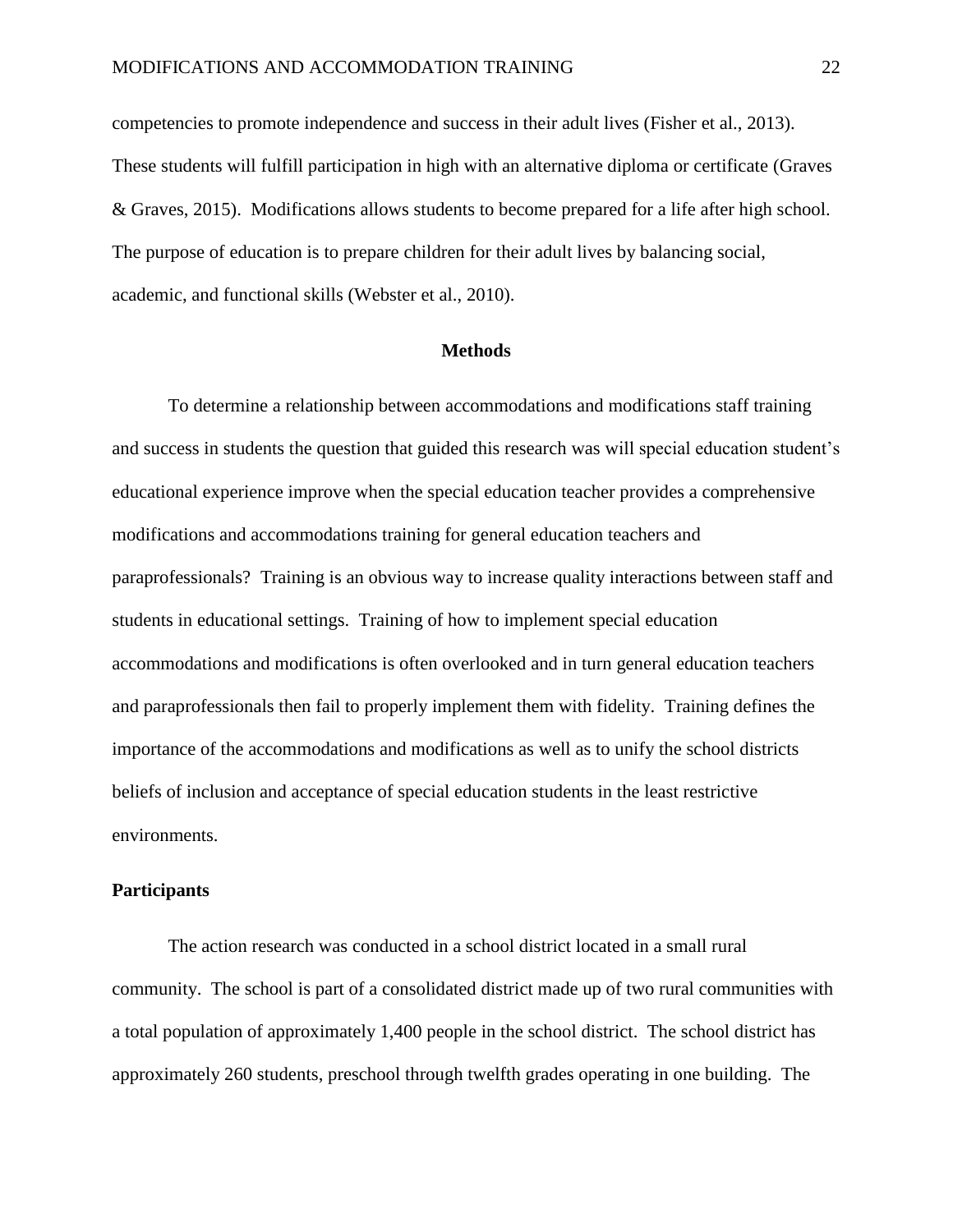competencies to promote independence and success in their adult lives (Fisher et al., 2013). These students will fulfill participation in high with an alternative diploma or certificate (Graves & Graves, 2015). Modifications allows students to become prepared for a life after high school. The purpose of education is to prepare children for their adult lives by balancing social, academic, and functional skills (Webster et al., 2010).

## Methods

To determine a relationship between accommodations and modifications staff training and success in students the question that guided this research was will special education student's educational experience improve when the special education teacher provides a comprehensive modifications and accommodations training for general education teachers and paraprofessionals? Training is an obvious way to increase quality interactions between staff and students in educational settings. Training of how to implement special education accommodations and modifications is often overlooked and in turn general education teachers and paraprofessionals then fail to properly implement them with fidelity. Training defines the importance of the accommodations and modifications as well as to unify the school districts beliefs of inclusion and acceptance of special education students in the least restrictive environments.

### Participants

The action research was conducted in a school district located in a small rural community. The school is part of a consolidated district made up of two rural communities with a total population of approximately 1,400 people in the school district. The school district has approximately 260 students, preschool through twelfth grades operating in one building. The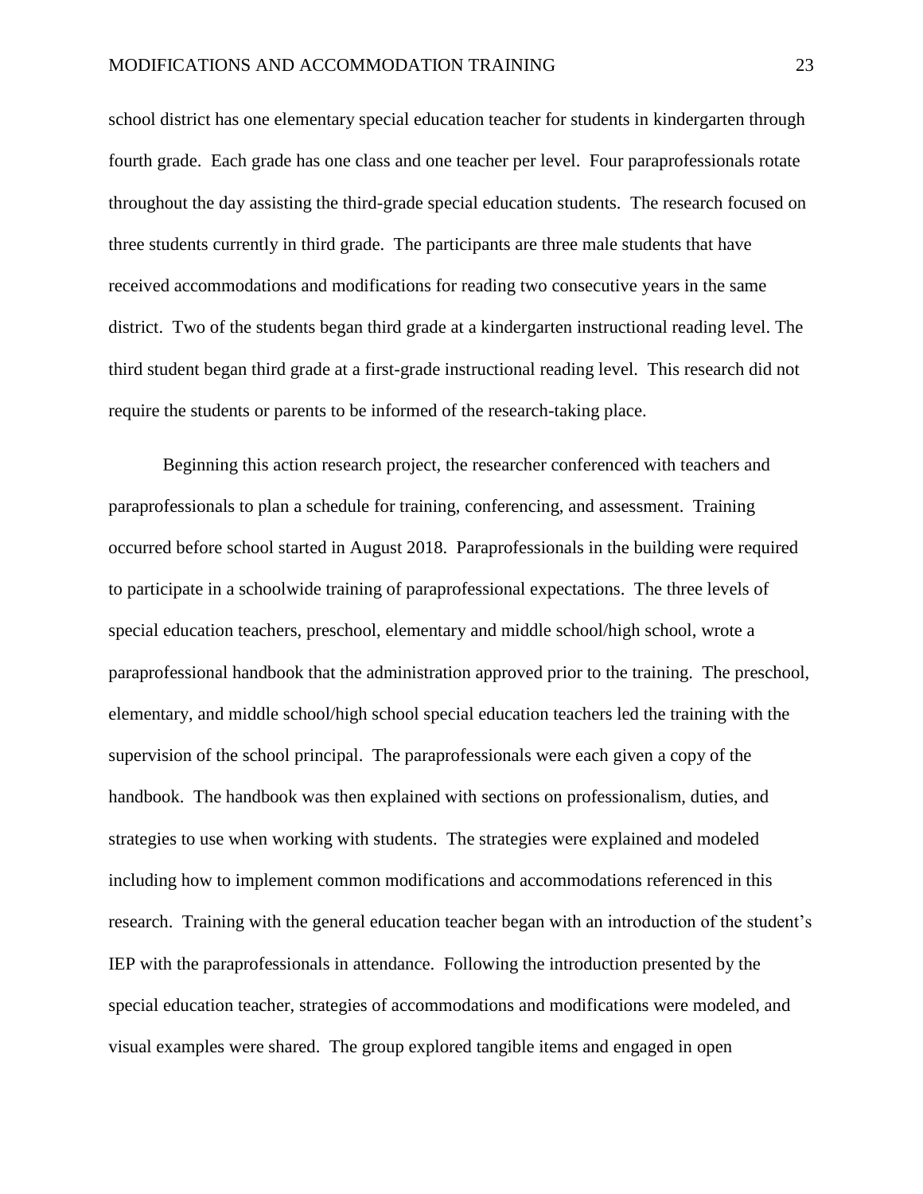school district has one elementary special education teacher for students in kindergarten through fourth grade. Each grade has one class and one teacher per level. Four paraprofessionals rotate throughout the day assisting the third-grade special education students. The research focused on three students currently in third grade. The participants are three male students that have received accommodations and modifications for reading two consecutive years in the same district. Two of the students began third grade at a kindergarten instructional reading level. The third student began third grade at a first-grade instructional reading level. This research did not require the students or parents to be informed of the research-taking place.

Beginning this action research project, the researcher conferenced with teachers and paraprofessionals to plan a schedule for training, conferencing, and assessment. Training occurred before school started in August 2018. Paraprofessionals in the building were required to participate in a schoolwide training of paraprofessional expectations. The three levels of special education teachers, preschool, elementary and middle school/high school, wrote a paraprofessional handbook that the administration approved prior to the training. The preschool, elementary, and middle school/high school special education teachers led the training with the supervision of the school principal. The paraprofessionals were each given a copy of the handbook. The handbook was then explained with sections on professionalism, duties, and strategies to use when working with students. The strategies were explained and modeled including how to implement common modifications and accommodations referenced in this research. Training with the general education teacher began with an introduction of the student's IEP with the paraprofessionals in attendance. Following the introduction presented by the special education teacher, strategies of accommodations and modifications were modeled, and visual examples were shared. The group explored tangible items and engaged in open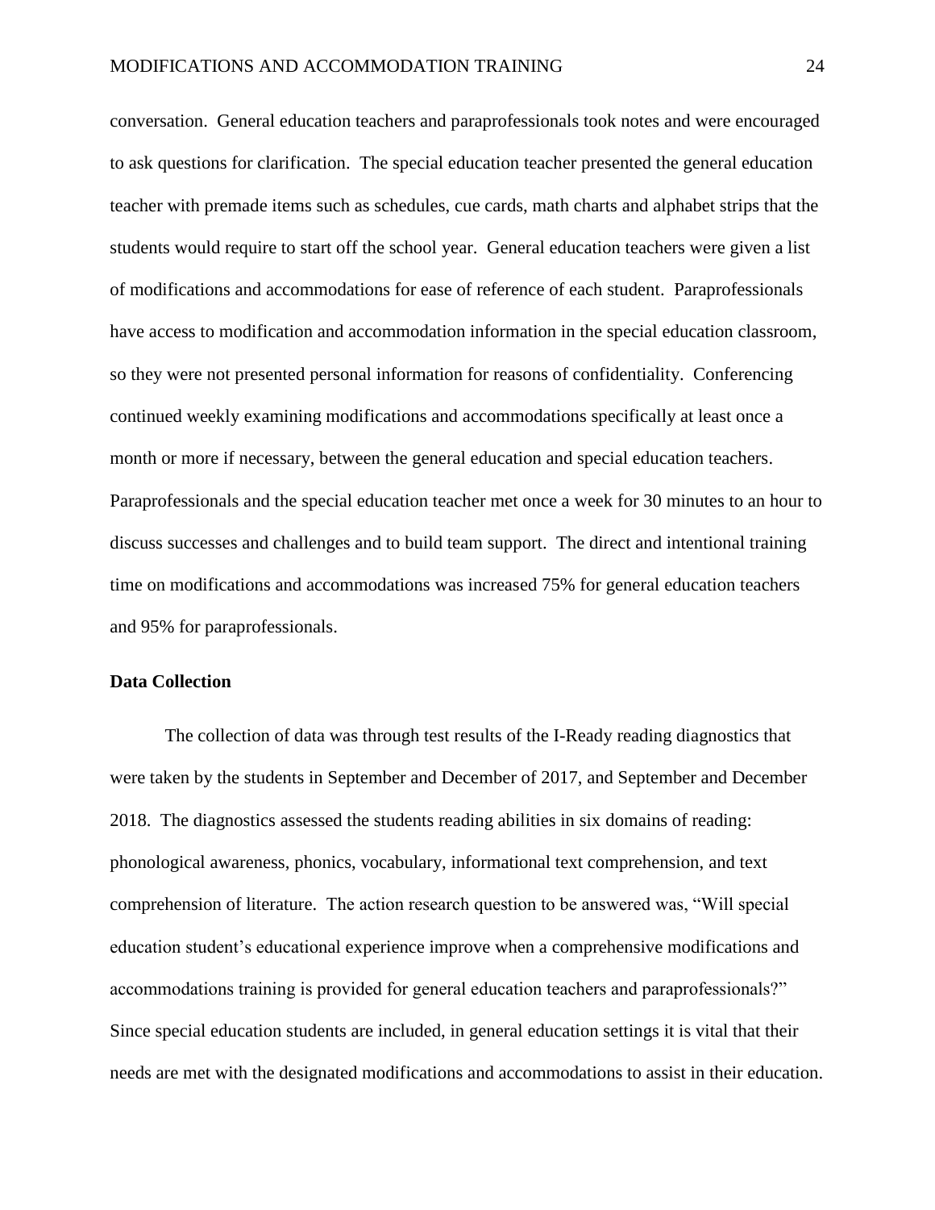conversation. General education teachers and paraprofessionals took notes and were encouraged to ask questions for clarification. The special education teacher presented the general education teacher with premade items such as schedules, cue cards, math charts and alphabet strips that the students would require to start off the school year. General education teachers were given a list of modifications and accommodations for ease of reference of each student. Paraprofessionals have access to modification and accommodation information in the special education classroom, so they were not presented personal information for reasons of confidentiality. Conferencing continued weekly examining modifications and accommodations specifically at least once a month or more if necessary, between the general education and special education teachers. Paraprofessionals and the special education teacher met once a week for 30 minutes to an hour to discuss successes and challenges and to build team support. The direct and intentional training time on modifications and accommodations was increased 75% for general education teachers and 95% for paraprofessionals.

**Data Collection**

The collection of data was through test results of the I-Ready reading diagnostics that were taken by the students in September and December of 2017, and September and December 2018. The diagnostics assessed the students reading abilities in six domains of reading: phonological awareness, phonics, vocabulary, informational text comprehension, and text comprehension of literature. The action research question to be answered was, "Will special education student's educational experience improve when a comprehensive modifications and accommodations training is provided for general education teachers and paraprofessionals?" Since special education students are included, in general education settings it is vital that their needs are met with the designated modifications and accommodations to assist in their education.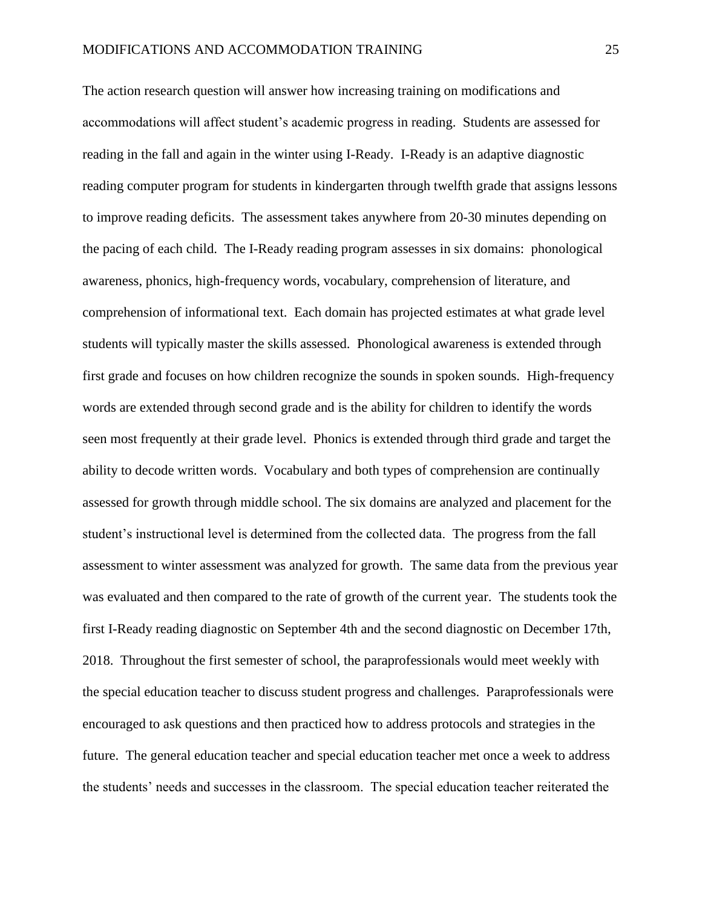The action research question will answer how increasing training on modifications and accommodations will affect student's academic progress in reading. Students are assessed for reading in the fall and again in the winter using I-Ready. I-Ready is an adaptive diagnostic reading computer program for students in kindergarten through twelfth grade that assigns lessons to improve reading deficits. The assessment takes anywhere from 20-30 minutes depending on the pacing of each child. The I-Ready reading program assesses in six domains: phonological awareness, phonics, high-frequency words, vocabulary, comprehension of literature, and comprehension of informational text. Each domain has projected estimates at what grade level students will typically master the skills assessed. Phonological awareness is extended through first grade and focuses on how children recognize the sounds in spoken sounds. High-frequency words are extended through second grade and is the ability for children to identify the words seen most frequently at their grade level. Phonics is extended through third grade and target the ability to decode written words. Vocabulary and both types of comprehension are continually assessed for growth through middle school. The six domains are analyzed and placement for the student's instructional level is determined from the collected data. The progress from the fall assessment to winter assessment was analyzed for growth. The same data from the previous year was evaluated and then compared to the rate of growth of the current year. The students took the first I-Ready reading diagnostic on September 4th and the second diagnostic on December 17th, 2018. Throughout the first semester of school, the paraprofessionals would meet weekly with the special education teacher to discuss student progress and challenges. Paraprofessionals were encouraged to ask questions and then practiced how to address protocols and strategies in the future. The general education teacher and special education teacher met once a week to address the students' needs and successes in the classroom. The special education teacher reiterated the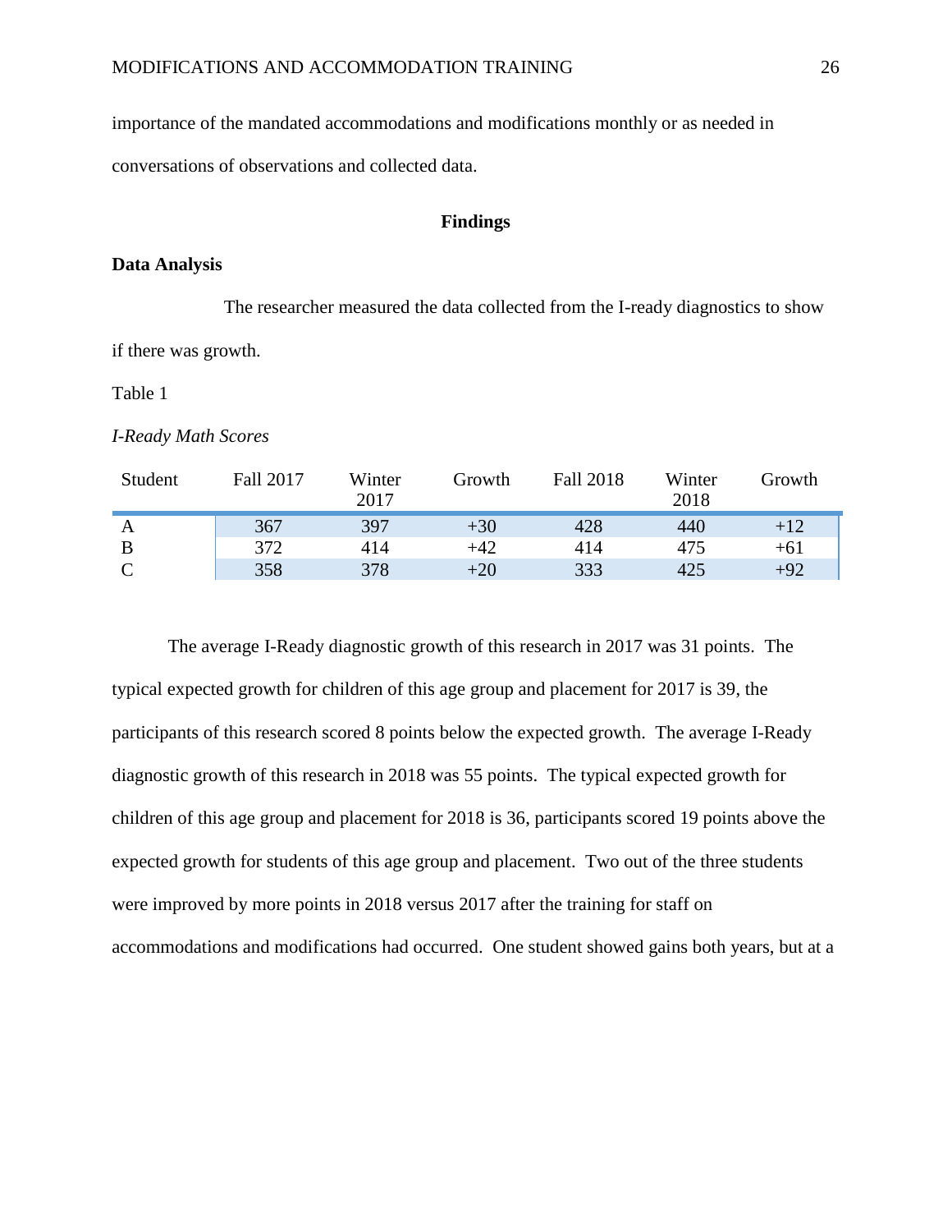importance of the mandated accommodations and modifications monthly or as needed in conversations of observations and collected data.

## Findings

### Data Analysis

The researcher measured the data collected from the I-ready diagnostics to show if there was growth.

Table 1

*I-Ready Math Scores*

| Student | Fall 2017 | Winter 2017 | Growth | Fall 2018 | Winter 2018 | Growth |
|---|---|---|---|---|---|---|
| A | 367 | 397 | +30 | 428 | 440 | +12 |
| B | 372 | 414 | +42 | 414 | 475 | +61 |
| C | 358 | 378 | +20 | 333 | 425 | +92 |

The average I-Ready diagnostic growth of this research in 2017 was 31 points. The typical expected growth for children of this age group and placement for 2017 is 39, the participants of this research scored 8 points below the expected growth. The average I-Ready diagnostic growth of this research in 2018 was 55 points. The typical expected growth for children of this age group and placement for 2018 is 36, participants scored 19 points above the expected growth for students of this age group and placement. Two out of the three students were improved by more points in 2018 versus 2017 after the training for staff on accommodations and modifications had occurred. One student showed gains both years, but at a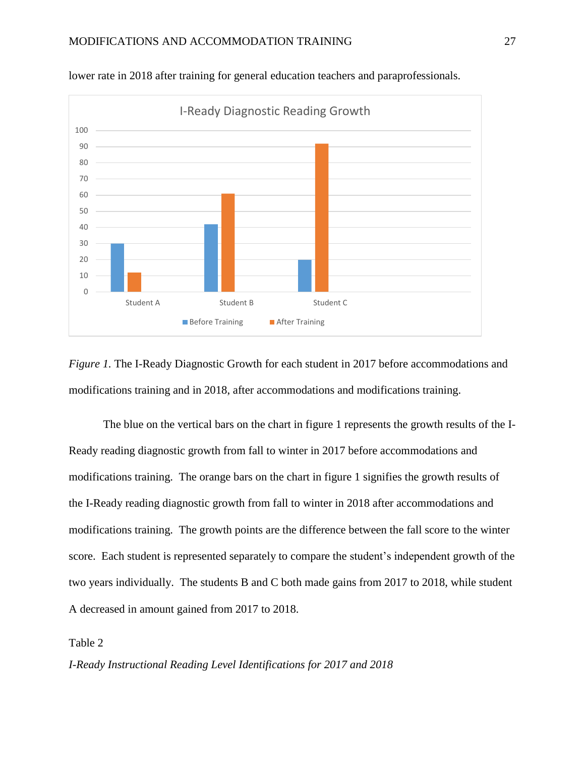lower rate in 2018 after training for general education teachers and paraprofessionals.

*Figure 1.* The I-Ready Diagnostic Growth for each student in 2017 before accommodations and modifications training and in 2018, after accommodations and modifications training.

The blue on the vertical bars on the chart in figure 1 represents the growth results of the I-Ready reading diagnostic growth from fall to winter in 2017 before accommodations and modifications training. The orange bars on the chart in figure 1 signifies the growth results of the I-Ready reading diagnostic growth from fall to winter in 2018 after accommodations and modifications training. The growth points are the difference between the fall score to the winter score. Each student is represented separately to compare the student's independent growth of the two years individually. The students B and C both made gains from 2017 to 2018, while student A decreased in amount gained from 2017 to 2018.

Table 2

*I-Ready Instructional Reading Level Identifications for 2017 and 2018*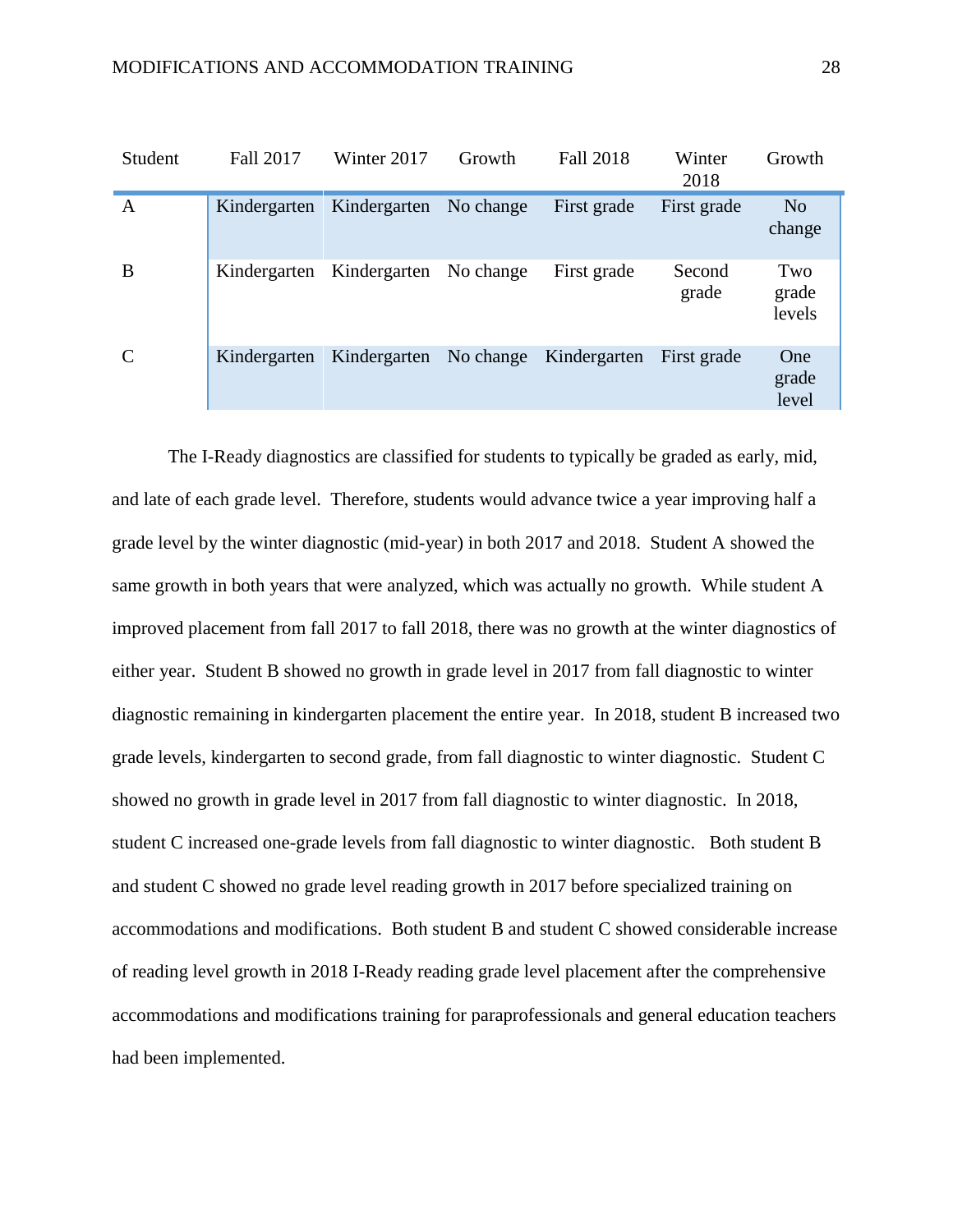| Student | Fall 2017 | Winter 2017 | Growth | Fall 2018 | Winter 2018 | Growth |
|---|---|---|---|---|---|---|
| A | Kindergarten | Kindergarten | No change | First grade | First grade | No change |
| B | Kindergarten | Kindergarten | No change | First grade | Second grade | Two grade levels |
| C | Kindergarten | Kindergarten | No change | Kindergarten | First grade | One grade level |

The I-Ready diagnostics are classified for students to typically be graded as early, mid, and late of each grade level. Therefore, students would advance twice a year improving half a grade level by the winter diagnostic (mid-year) in both 2017 and 2018. Student A showed the same growth in both years that were analyzed, which was actually no growth. While student A improved placement from fall 2017 to fall 2018, there was no growth at the winter diagnostics of either year. Student B showed no growth in grade level in 2017 from fall diagnostic to winter diagnostic remaining in kindergarten placement the entire year. In 2018, student B increased two grade levels, kindergarten to second grade, from fall diagnostic to winter diagnostic. Student C showed no growth in grade level in 2017 from fall diagnostic to winter diagnostic. In 2018, student C increased one-grade levels from fall diagnostic to winter diagnostic. Both student B and student C showed no grade level reading growth in 2017 before specialized training on accommodations and modifications. Both student B and student C showed considerable increase of reading level growth in 2018 I-Ready reading grade level placement after the comprehensive accommodations and modifications training for paraprofessionals and general education teachers had been implemented.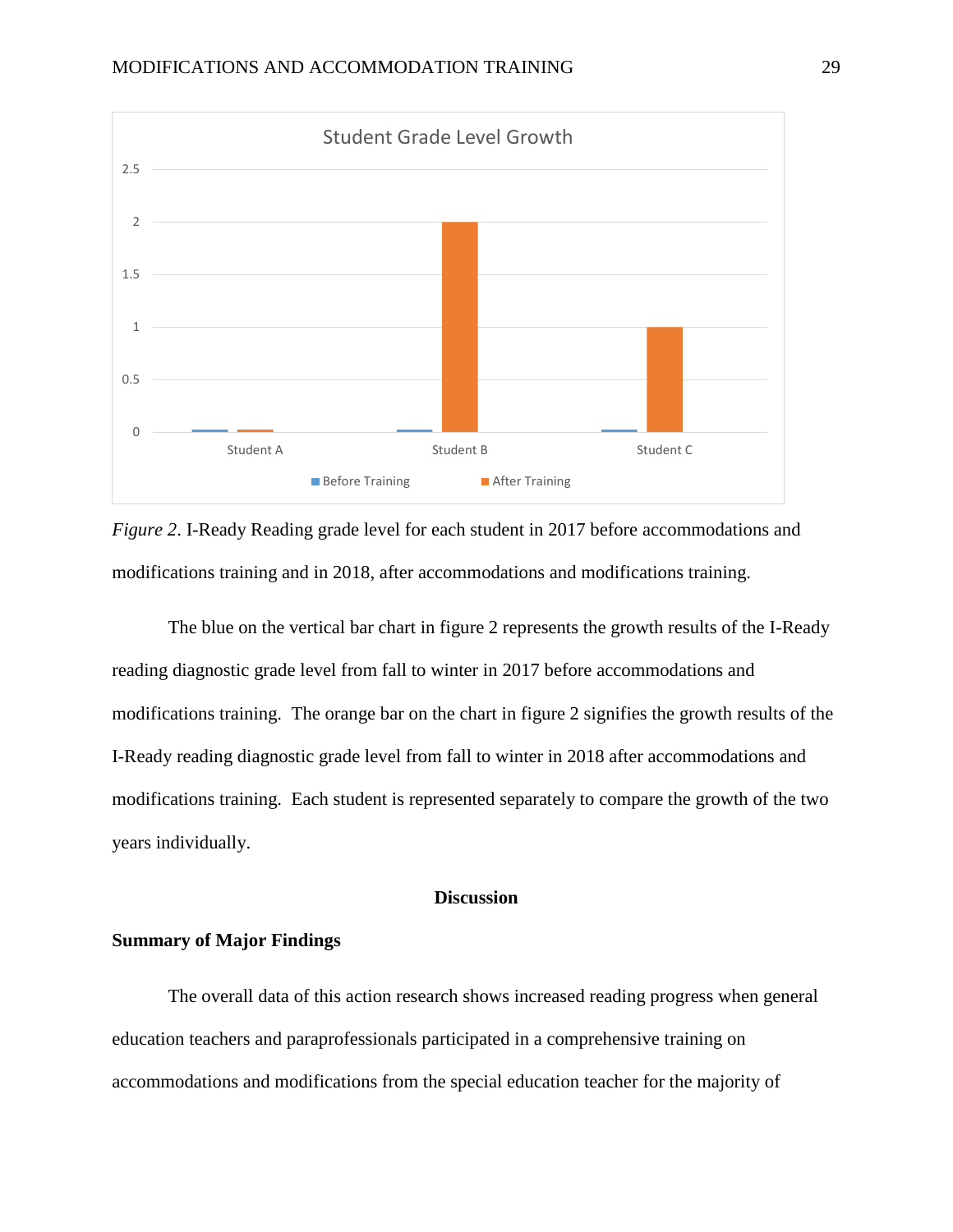*Figure 2*. I-Ready Reading grade level for each student in 2017 before accommodations and modifications training and in 2018, after accommodations and modifications training.

The blue on the vertical bar chart in figure 2 represents the growth results of the I-Ready reading diagnostic grade level from fall to winter in 2017 before accommodations and modifications training. The orange bar on the chart in figure 2 signifies the growth results of the I-Ready reading diagnostic grade level from fall to winter in 2018 after accommodations and modifications training. Each student is represented separately to compare the growth of the two years individually.

## Discussion

### Summary of Major Findings

The overall data of this action research shows increased reading progress when general education teachers and paraprofessionals participated in a comprehensive training on accommodations and modifications from the special education teacher for the majority of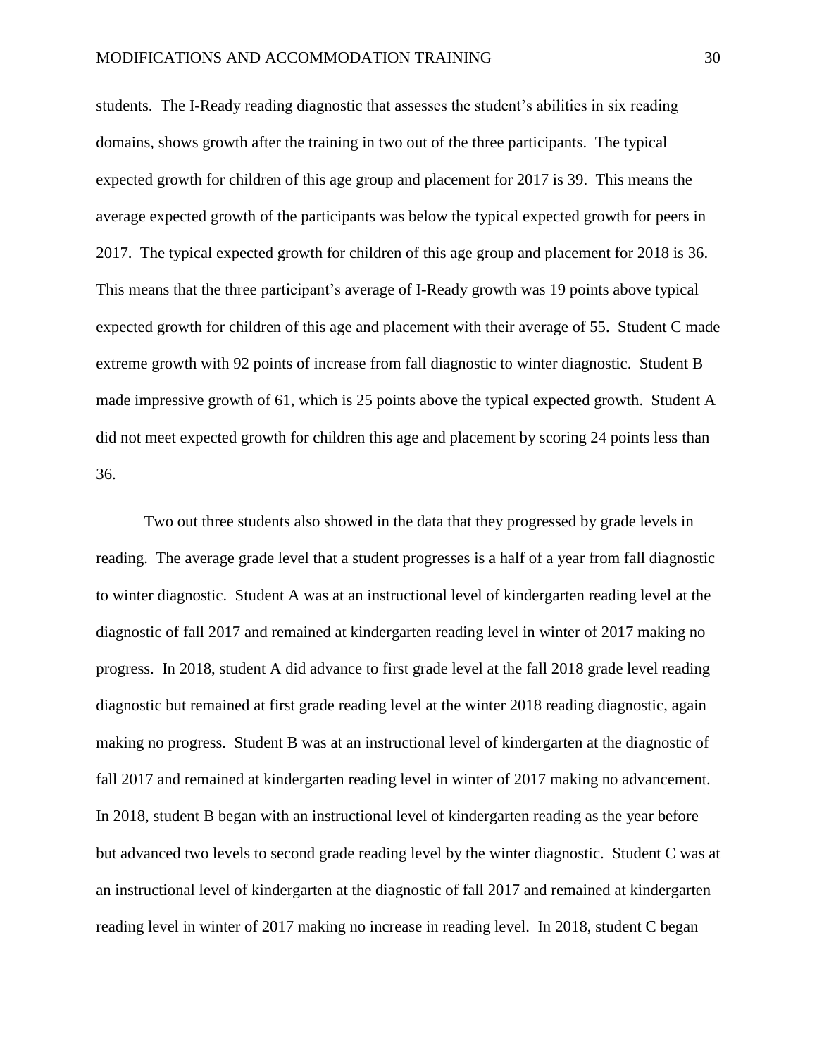students. The I-Ready reading diagnostic that assesses the student's abilities in six reading domains, shows growth after the training in two out of the three participants. The typical expected growth for children of this age group and placement for 2017 is 39. This means the average expected growth of the participants was below the typical expected growth for peers in 2017. The typical expected growth for children of this age group and placement for 2018 is 36. This means that the three participant's average of I-Ready growth was 19 points above typical expected growth for children of this age and placement with their average of 55. Student C made extreme growth with 92 points of increase from fall diagnostic to winter diagnostic. Student B made impressive growth of 61, which is 25 points above the typical expected growth. Student A did not meet expected growth for children this age and placement by scoring 24 points less than 36.

Two out three students also showed in the data that they progressed by grade levels in reading. The average grade level that a student progresses is a half of a year from fall diagnostic to winter diagnostic. Student A was at an instructional level of kindergarten reading level at the diagnostic of fall 2017 and remained at kindergarten reading level in winter of 2017 making no progress. In 2018, student A did advance to first grade level at the fall 2018 grade level reading diagnostic but remained at first grade reading level at the winter 2018 reading diagnostic, again making no progress. Student B was at an instructional level of kindergarten at the diagnostic of fall 2017 and remained at kindergarten reading level in winter of 2017 making no advancement. In 2018, student B began with an instructional level of kindergarten reading as the year before but advanced two levels to second grade reading level by the winter diagnostic. Student C was at an instructional level of kindergarten at the diagnostic of fall 2017 and remained at kindergarten reading level in winter of 2017 making no increase in reading level. In 2018, student C began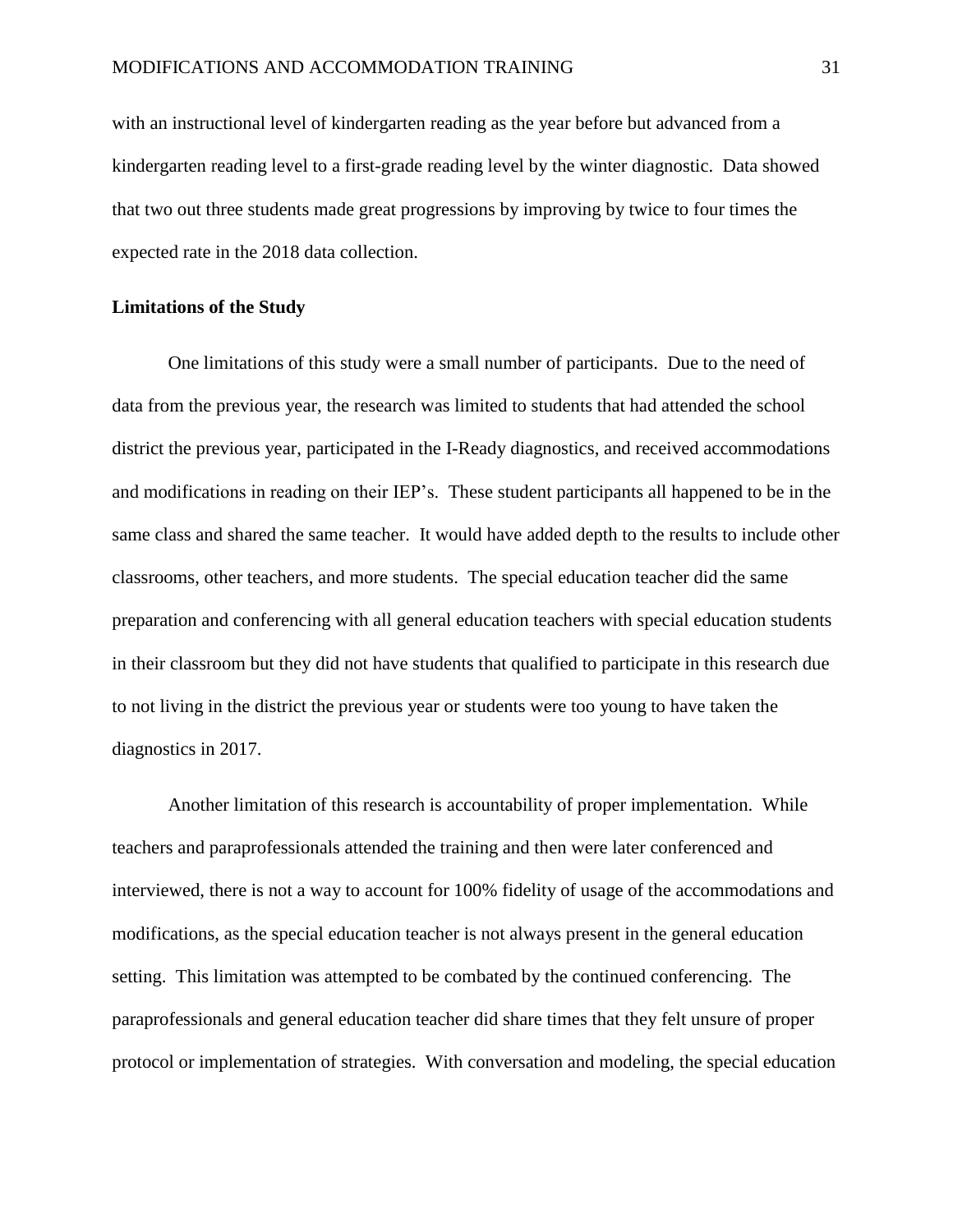with an instructional level of kindergarten reading as the year before but advanced from a kindergarten reading level to a first-grade reading level by the winter diagnostic. Data showed that two out three students made great progressions by improving by twice to four times the expected rate in the 2018 data collection.

**Limitations of the Study**

One limitations of this study were a small number of participants. Due to the need of data from the previous year, the research was limited to students that had attended the school district the previous year, participated in the I-Ready diagnostics, and received accommodations and modifications in reading on their IEP's. These student participants all happened to be in the same class and shared the same teacher. It would have added depth to the results to include other classrooms, other teachers, and more students. The special education teacher did the same preparation and conferencing with all general education teachers with special education students in their classroom but they did not have students that qualified to participate in this research due to not living in the district the previous year or students were too young to have taken the diagnostics in 2017.

Another limitation of this research is accountability of proper implementation. While teachers and paraprofessionals attended the training and then were later conferenced and interviewed, there is not a way to account for 100% fidelity of usage of the accommodations and modifications, as the special education teacher is not always present in the general education setting. This limitation was attempted to be combated by the continued conferencing. The paraprofessionals and general education teacher did share times that they felt unsure of proper protocol or implementation of strategies. With conversation and modeling, the special education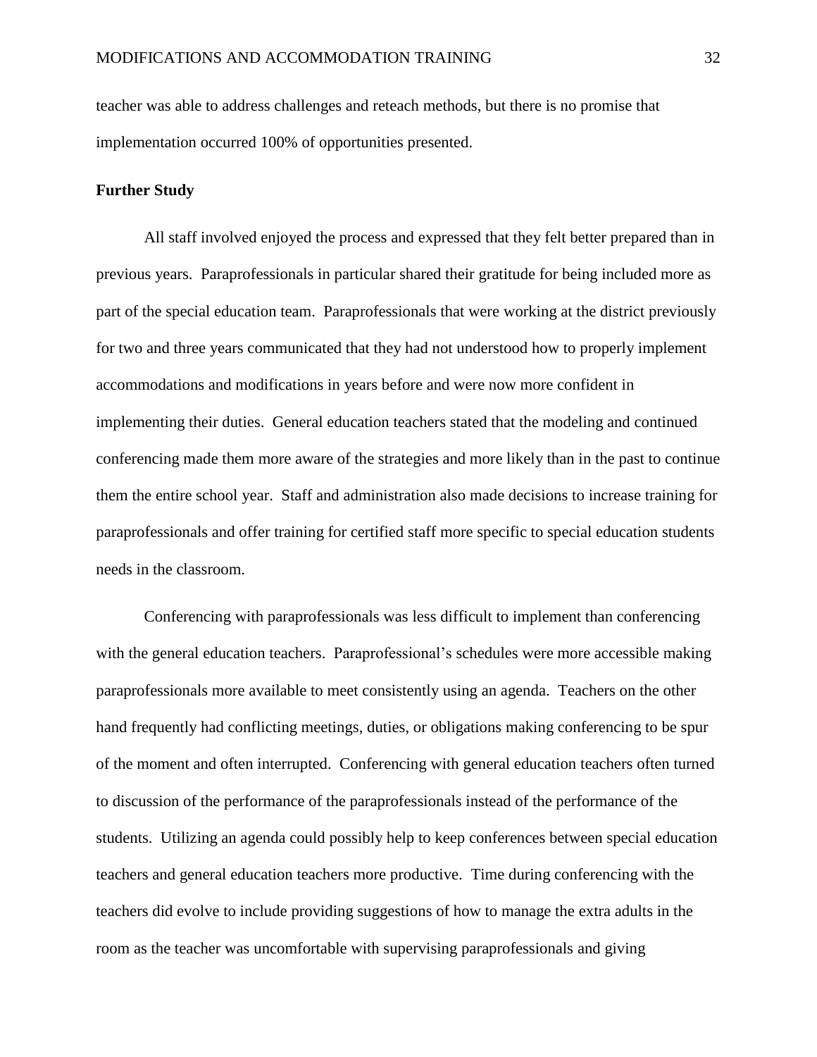teacher was able to address challenges and reteach methods, but there is no promise that implementation occurred 100% of opportunities presented.

**Further Study**

All staff involved enjoyed the process and expressed that they felt better prepared than in previous years. Paraprofessionals in particular shared their gratitude for being included more as part of the special education team. Paraprofessionals that were working at the district previously for two and three years communicated that they had not understood how to properly implement accommodations and modifications in years before and were now more confident in implementing their duties. General education teachers stated that the modeling and continued conferencing made them more aware of the strategies and more likely than in the past to continue them the entire school year. Staff and administration also made decisions to increase training for paraprofessionals and offer training for certified staff more specific to special education students needs in the classroom.

Conferencing with paraprofessionals was less difficult to implement than conferencing with the general education teachers. Paraprofessional's schedules were more accessible making paraprofessionals more available to meet consistently using an agenda. Teachers on the other hand frequently had conflicting meetings, duties, or obligations making conferencing to be spur of the moment and often interrupted. Conferencing with general education teachers often turned to discussion of the performance of the paraprofessionals instead of the performance of the students. Utilizing an agenda could possibly help to keep conferences between special education teachers and general education teachers more productive. Time during conferencing with the teachers did evolve to include providing suggestions of how to manage the extra adults in the room as the teacher was uncomfortable with supervising paraprofessionals and giving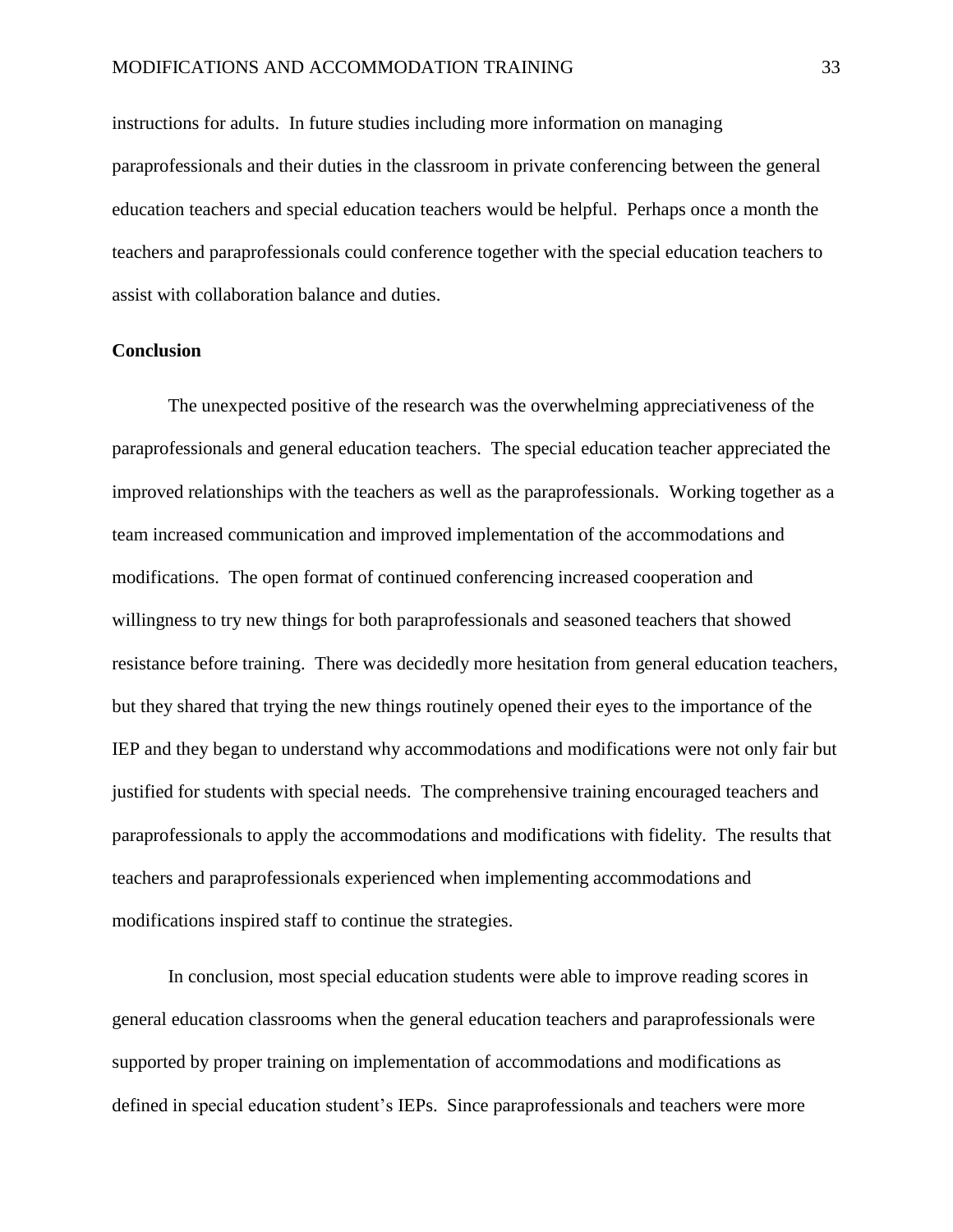instructions for adults. In future studies including more information on managing paraprofessionals and their duties in the classroom in private conferencing between the general education teachers and special education teachers would be helpful. Perhaps once a month the teachers and paraprofessionals could conference together with the special education teachers to assist with collaboration balance and duties.

## Conclusion

The unexpected positive of the research was the overwhelming appreciativeness of the paraprofessionals and general education teachers. The special education teacher appreciated the improved relationships with the teachers as well as the paraprofessionals. Working together as a team increased communication and improved implementation of the accommodations and modifications. The open format of continued conferencing increased cooperation and willingness to try new things for both paraprofessionals and seasoned teachers that showed resistance before training. There was decidedly more hesitation from general education teachers, but they shared that trying the new things routinely opened their eyes to the importance of the IEP and they began to understand why accommodations and modifications were not only fair but justified for students with special needs. The comprehensive training encouraged teachers and paraprofessionals to apply the accommodations and modifications with fidelity. The results that teachers and paraprofessionals experienced when implementing accommodations and modifications inspired staff to continue the strategies.

In conclusion, most special education students were able to improve reading scores in general education classrooms when the general education teachers and paraprofessionals were supported by proper training on implementation of accommodations and modifications as defined in special education student's IEPs. Since paraprofessionals and teachers were more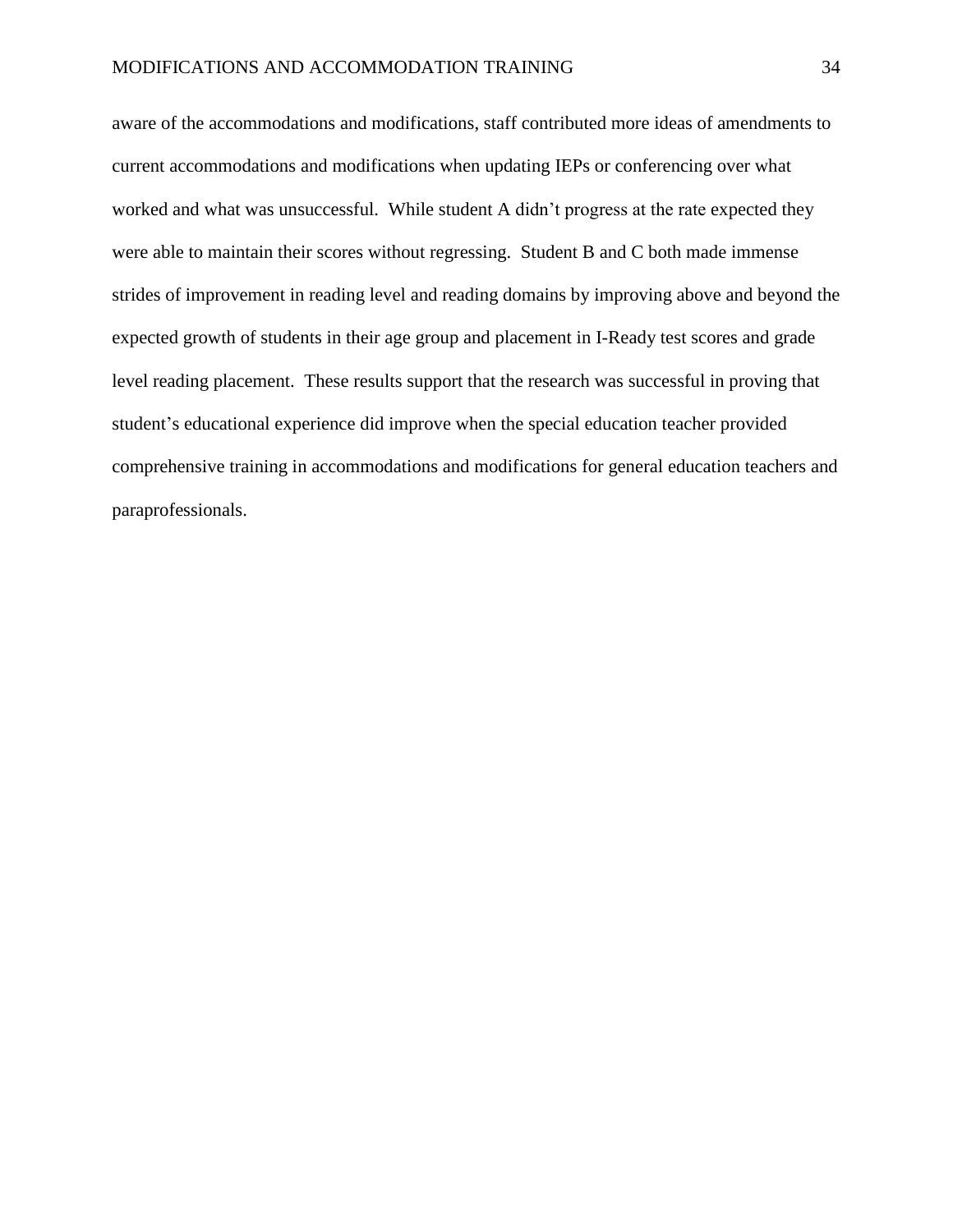aware of the accommodations and modifications, staff contributed more ideas of amendments to current accommodations and modifications when updating IEPs or conferencing over what worked and what was unsuccessful. While student A didn't progress at the rate expected they were able to maintain their scores without regressing. Student B and C both made immense strides of improvement in reading level and reading domains by improving above and beyond the expected growth of students in their age group and placement in I-Ready test scores and grade level reading placement. These results support that the research was successful in proving that student's educational experience did improve when the special education teacher provided comprehensive training in accommodations and modifications for general education teachers and paraprofessionals.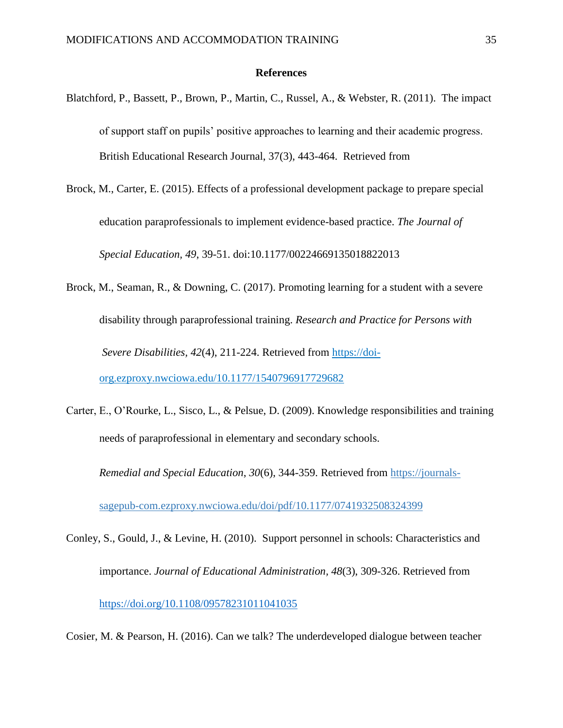**References**

Blatchford, P., Bassett, P., Brown, P., Martin, C., Russel, A., & Webster, R. (2011). The impact of support staff on pupils' positive approaches to learning and their academic progress. British Educational Research Journal, 37(3), 443-464. Retrieved from

Brock, M., Carter, E. (2015). Effects of a professional development package to prepare special education paraprofessionals to implement evidence-based practice. *The Journal of Special Education, 49*, 39-51. doi:10.1177/00224669135018822013

Brock, M., Seaman, R., & Downing, C. (2017). Promoting learning for a student with a severe disability through paraprofessional training. *Research and Practice for Persons with Severe Disabilities, 42*(4), 211-224. Retrieved from https://doi-org.ezproxy.nwciowa.edu/10.1177/1540796917729682

Carter, E., O'Rourke, L., Sisco, L., & Pelsue, D. (2009). Knowledge responsibilities and training needs of paraprofessional in elementary and secondary schools. *Remedial and Special Education*, *30*(6), 344-359. Retrieved from https://journals-sagepub-com.ezproxy.nwciowa.edu/doi/pdf/10.1177/0741932508324399

Conley, S., Gould, J., & Levine, H. (2010). Support personnel in schools: Characteristics and importance. *Journal of Educational Administration, 48*(3), 309-326. Retrieved from https://doi.org/10.1108/09578231011041035

Cosier, M. & Pearson, H. (2016). Can we talk? The underdeveloped dialogue between teacher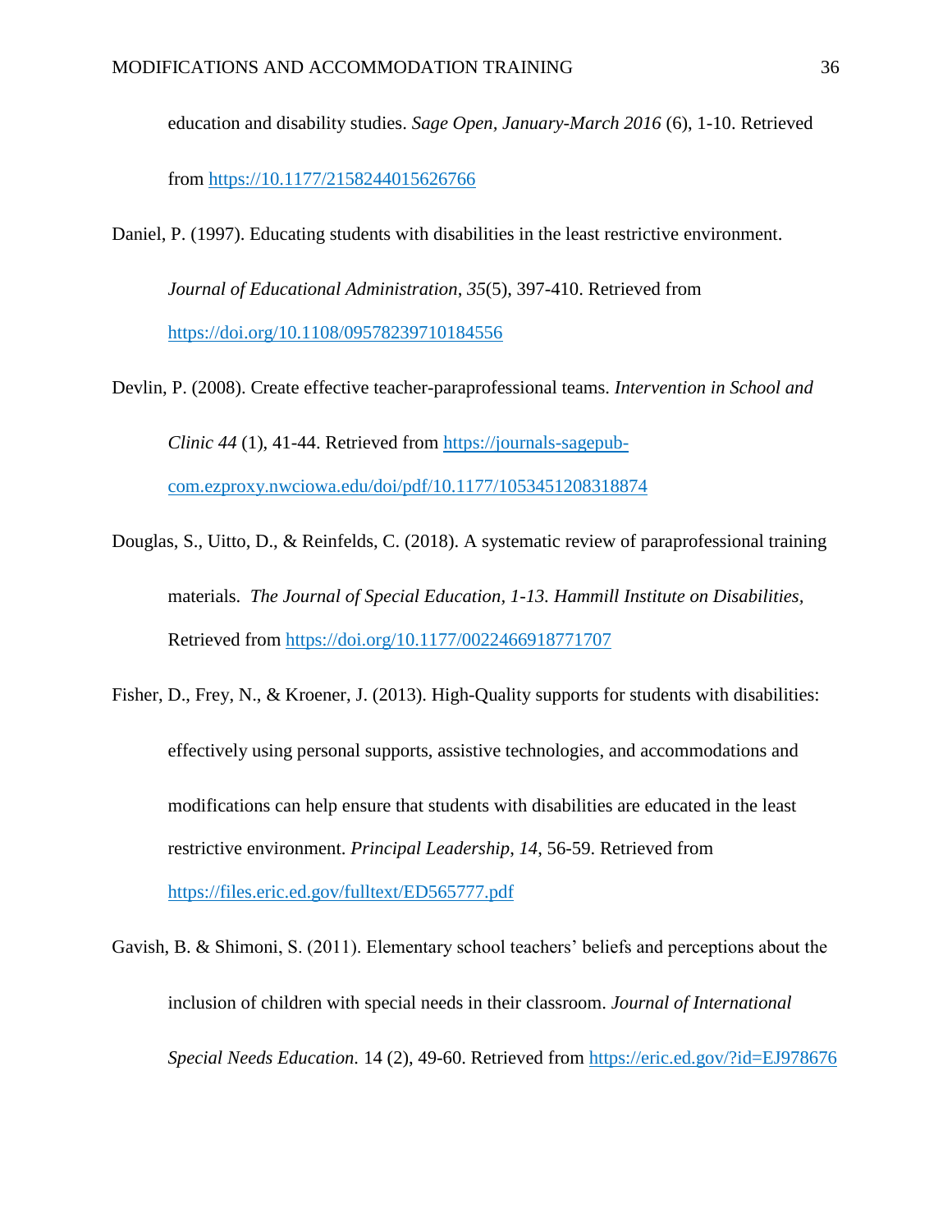education and disability studies. *Sage Open, January-March 2016* (6), 1-10. Retrieved from https://10.1177/2158244015626766

Daniel, P. (1997). Educating students with disabilities in the least restrictive environment. *Journal of Educational Administration*, *35*(5), 397-410. Retrieved from https://doi.org/10.1108/09578239710184556

Devlin, P. (2008). Create effective teacher-paraprofessional teams. *Intervention in School and Clinic 44* (1), 41-44. Retrieved from https://journals-sagepub-com.ezproxy.nwciowa.edu/doi/pdf/10.1177/1053451208318874

Douglas, S., Uitto, D., & Reinfelds, C. (2018). A systematic review of paraprofessional training materials. *The Journal of Special Education*, *1-13. Hammill Institute on Disabilities,* Retrieved from https://doi.org/10.1177/0022466918771707

Fisher, D., Frey, N., & Kroener, J. (2013). High-Quality supports for students with disabilities: effectively using personal supports, assistive technologies, and accommodations and modifications can help ensure that students with disabilities are educated in the least restrictive environment. *Principal Leadership*, *14*, 56-59. Retrieved from https://files.eric.ed.gov/fulltext/ED565777.pdf

Gavish, B. & Shimoni, S. (2011). Elementary school teachers' beliefs and perceptions about the inclusion of children with special needs in their classroom. *Journal of International Special Needs Education.* 14 (2), 49-60. Retrieved from https://eric.ed.gov/?id=EJ978676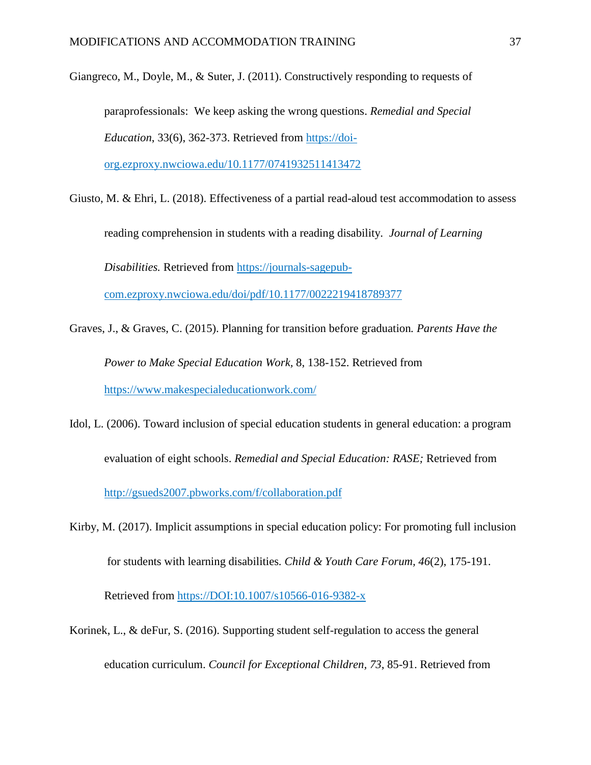Giangreco, M., Doyle, M., & Suter, J. (2011). Constructively responding to requests of paraprofessionals:  We keep asking the wrong questions. *Remedial and Special Education*, 33(6), 362-373. Retrieved from https://doi-org.ezproxy.nwciowa.edu/10.1177/0741932511413472

Giusto, M. & Ehri, L. (2018). Effectiveness of a partial read-aloud test accommodation to assess reading comprehension in students with a reading disability.  *Journal of Learning Disabilities.* Retrieved from https://journals-sagepub-com.ezproxy.nwciowa.edu/doi/pdf/10.1177/0022219418789377

Graves, J., & Graves, C. (2015). Planning for transition before graduation*. Parents Have the Power to Make Special Education Work,* 8, 138-152. Retrieved from https://www.makespecialeducationwork.com/

Idol, L. (2006). Toward inclusion of special education students in general education: a program evaluation of eight schools. *Remedial and Special Education: RASE;* Retrieved from http://gsueds2007.pbworks.com/f/collaboration.pdf

Kirby, M. (2017). Implicit assumptions in special education policy: For promoting full inclusion for students with learning disabilities. *Child & Youth Care Forum*, *46*(2), 175-191. Retrieved from https://DOI:10.1007/s10566-016-9382-x

Korinek, L., & deFur, S. (2016). Supporting student self-regulation to access the general education curriculum. *Council for Exceptional Children*, *73*, 85-91. Retrieved from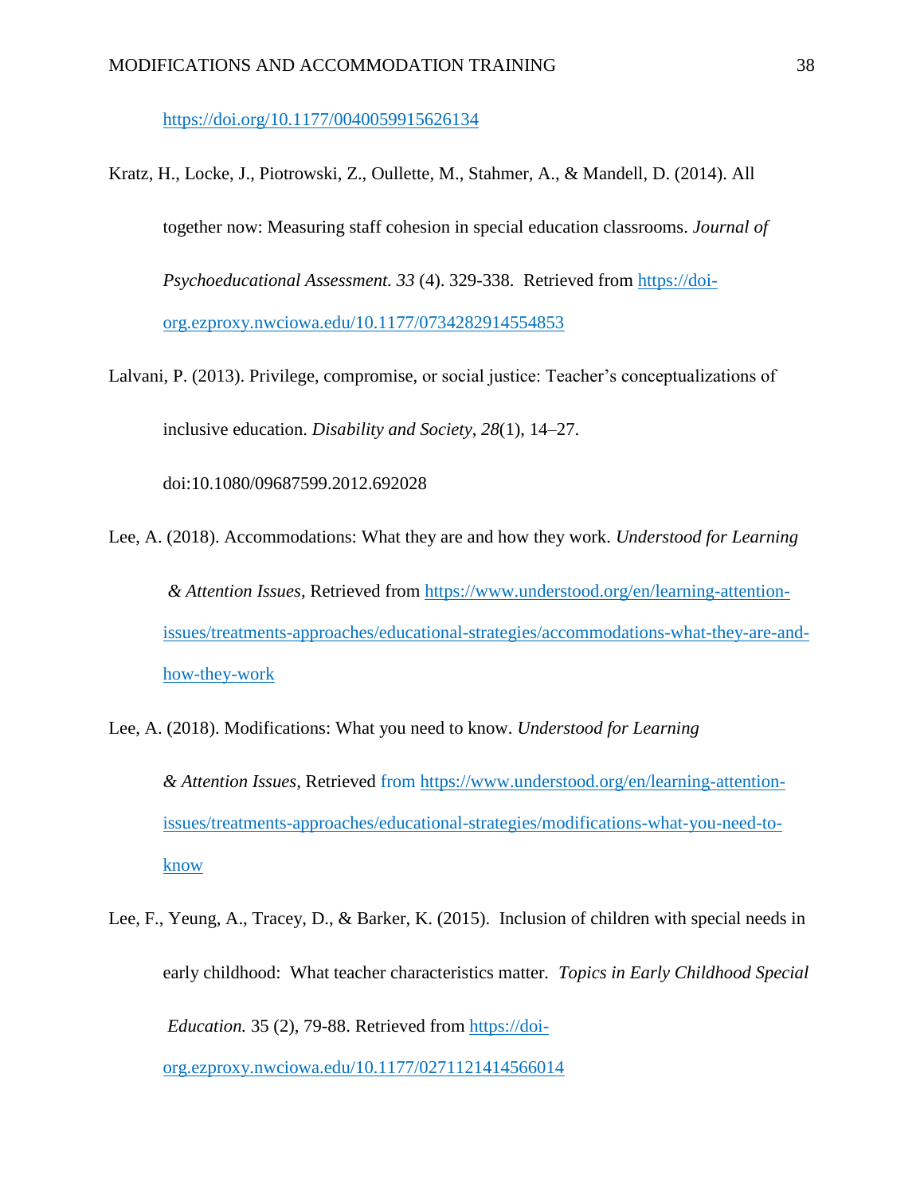https://doi.org/10.1177/0040059915626134

Kratz, H., Locke, J., Piotrowski, Z., Oullette, M., Stahmer, A., & Mandell, D. (2014). All together now: Measuring staff cohesion in special education classrooms. *Journal of Psychoeducational Assessment. 33* (4). 329-338. Retrieved from https://doi-org.ezproxy.nwciowa.edu/10.1177/0734282914554853

Lalvani, P. (2013). Privilege, compromise, or social justice: Teacher's conceptualizations of inclusive education. *Disability and Society*, *28*(1), 14–27. doi:10.1080/09687599.2012.692028

Lee, A. (2018). Accommodations: What they are and how they work. *Understood for Learning & Attention Issues,* Retrieved from https://www.understood.org/en/learning-attention-issues/treatments-approaches/educational-strategies/accommodations-what-they-are-and-how-they-work

Lee, A. (2018). Modifications: What you need to know. *Understood for Learning & Attention Issues,* Retrieved from https://www.understood.org/en/learning-attention-issues/treatments-approaches/educational-strategies/modifications-what-you-need-to-know

Lee, F., Yeung, A., Tracey, D., & Barker, K. (2015). Inclusion of children with special needs in early childhood: What teacher characteristics matter. *Topics in Early Childhood Special Education.* 35 (2), 79-88. Retrieved from https://doi-org.ezproxy.nwciowa.edu/10.1177/0271121414566014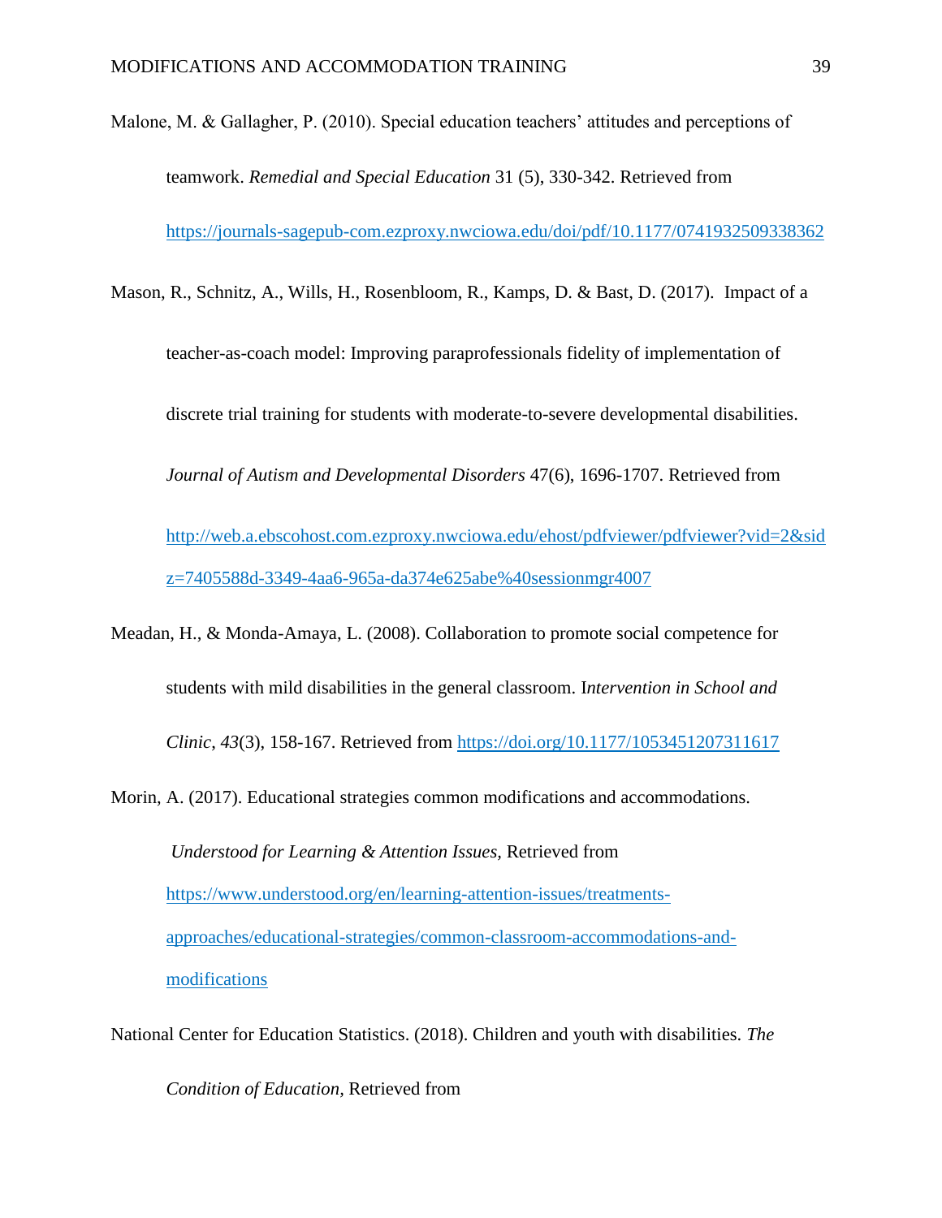Malone, M. & Gallagher, P. (2010). Special education teachers' attitudes and perceptions of teamwork. *Remedial and Special Education* 31 (5), 330-342. Retrieved from https://journals-sagepub-com.ezproxy.nwciowa.edu/doi/pdf/10.1177/0741932509338362

Mason, R., Schnitz, A., Wills, H., Rosenbloom, R., Kamps, D. & Bast, D. (2017). Impact of a teacher-as-coach model: Improving paraprofessionals fidelity of implementation of discrete trial training for students with moderate-to-severe developmental disabilities. *Journal of Autism and Developmental Disorders* 47(6), 1696-1707. Retrieved from http://web.a.ebscohost.com.ezproxy.nwciowa.edu/ehost/pdfviewer/pdfviewer?vid=2&sid=7405588d-3349-4aa6-965a-da374e625abe%40sessionmgr4007

Meadan, H., & Monda-Amaya, L. (2008). Collaboration to promote social competence for students with mild disabilities in the general classroom. I*ntervention in School and Clinic*, *43*(3), 158-167. Retrieved from https://doi.org/10.1177/1053451207311617

Morin, A. (2017). Educational strategies common modifications and accommodations. *Understood for Learning & Attention Issues*, Retrieved from https://www.understood.org/en/learning-attention-issues/treatments-approaches/educational-strategies/common-classroom-accommodations-and-modifications

National Center for Education Statistics. (2018). Children and youth with disabilities. *The Condition of Education*, Retrieved from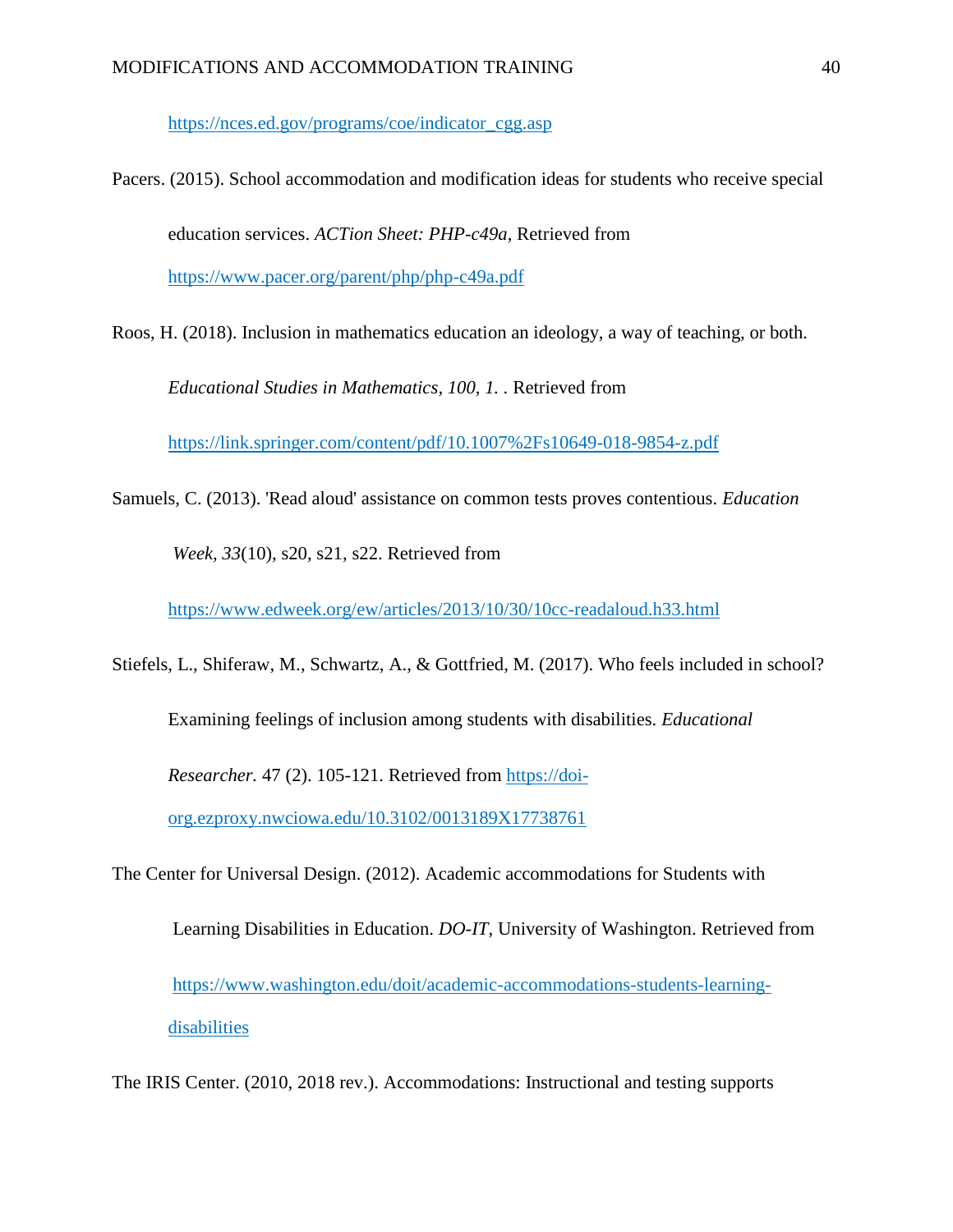https://nces.ed.gov/programs/coe/indicator_cgg.asp

Pacers. (2015). School accommodation and modification ideas for students who receive special education services. *ACTion Sheet: PHP-c49a*, Retrieved from https://www.pacer.org/parent/php/php-c49a.pdf

Roos, H. (2018). Inclusion in mathematics education an ideology, a way of teaching, or both. *Educational Studies in Mathematics, 100, 1.* . Retrieved from https://link.springer.com/content/pdf/10.1007%2Fs10649-018-9854-z.pdf

Samuels, C. (2013). 'Read aloud' assistance on common tests proves contentious. *Education Week*, *33*(10), s20, s21, s22. Retrieved from https://www.edweek.org/ew/articles/2013/10/30/10cc-readaloud.h33.html

Stiefels, L., Shiferaw, M., Schwartz, A., & Gottfried, M. (2017). Who feels included in school? Examining feelings of inclusion among students with disabilities. *Educational Researcher.* 47 (2). 105-121. Retrieved from https://doi-org.ezproxy.nwciowa.edu/10.3102/0013189X17738761

The Center for Universal Design. (2012). Academic accommodations for Students with Learning Disabilities in Education. *DO-IT*, University of Washington. Retrieved from https://www.washington.edu/doit/academic-accommodations-students-learning-disabilities

The IRIS Center. (2010, 2018 rev.). Accommodations: Instructional and testing supports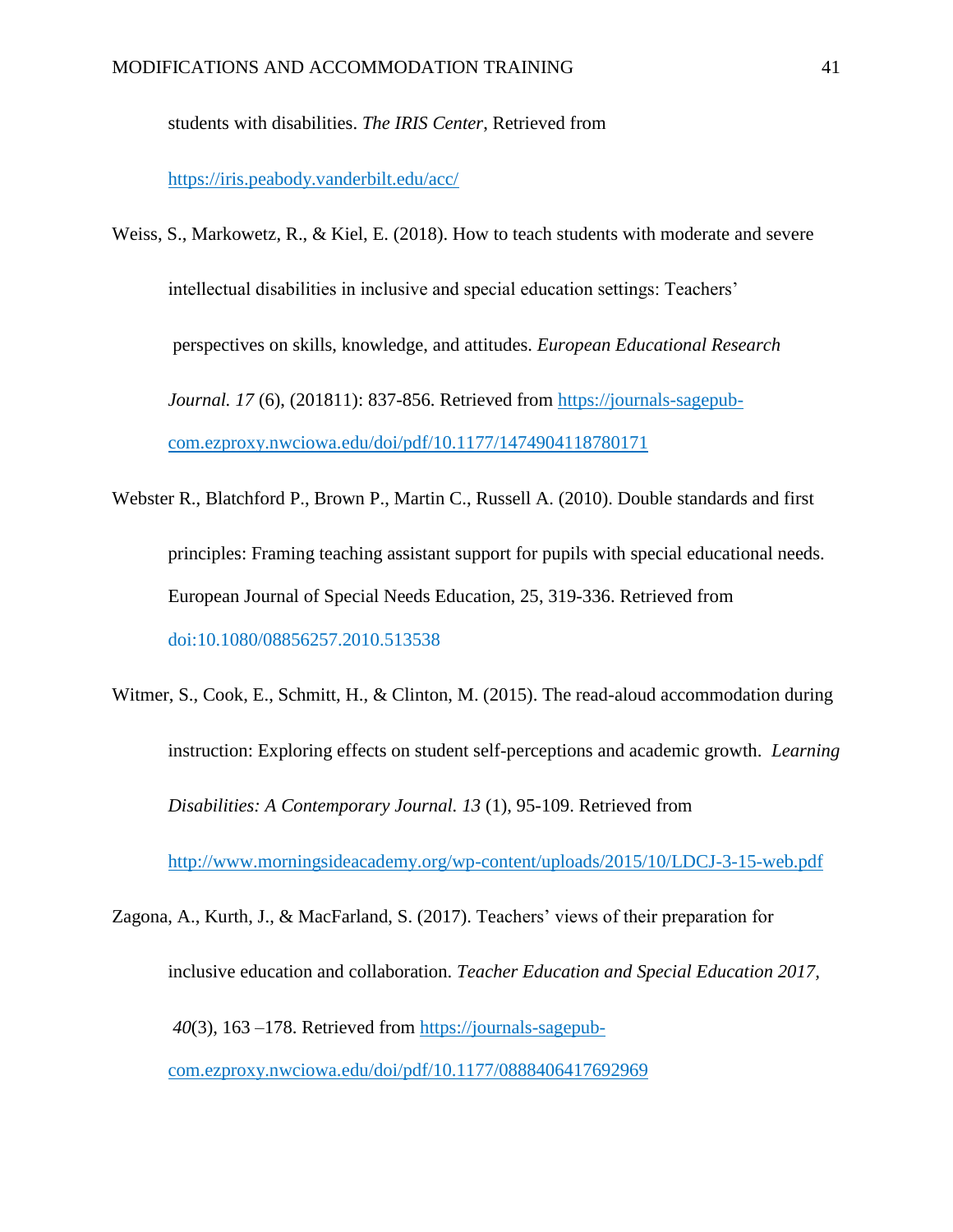students with disabilities. *The IRIS Center*, Retrieved from https://iris.peabody.vanderbilt.edu/acc/

Weiss, S., Markowetz, R., & Kiel, E. (2018). How to teach students with moderate and severe intellectual disabilities in inclusive and special education settings: Teachers' perspectives on skills, knowledge, and attitudes. *European Educational Research Journal. 17* (6), (201811): 837-856. Retrieved from https://journals-sagepub-com.ezproxy.nwciowa.edu/doi/pdf/10.1177/1474904118780171

Webster R., Blatchford P., Brown P., Martin C., Russell A. (2010). Double standards and first principles: Framing teaching assistant support for pupils with special educational needs. European Journal of Special Needs Education, 25, 319-336. Retrieved from doi:10.1080/08856257.2010.513538

Witmer, S., Cook, E., Schmitt, H., & Clinton, M. (2015). The read-aloud accommodation during instruction: Exploring effects on student self-perceptions and academic growth. *Learning Disabilities: A Contemporary Journal. 13* (1), 95-109. Retrieved from http://www.morningsideacademy.org/wp-content/uploads/2015/10/LDCJ-3-15-web.pdf

Zagona, A., Kurth, J., & MacFarland, S. (2017). Teachers' views of their preparation for inclusive education and collaboration. *Teacher Education and Special Education 2017*, *40*(3), 163 –178. Retrieved from https://journals-sagepub-com.ezproxy.nwciowa.edu/doi/pdf/10.1177/0888406417692969